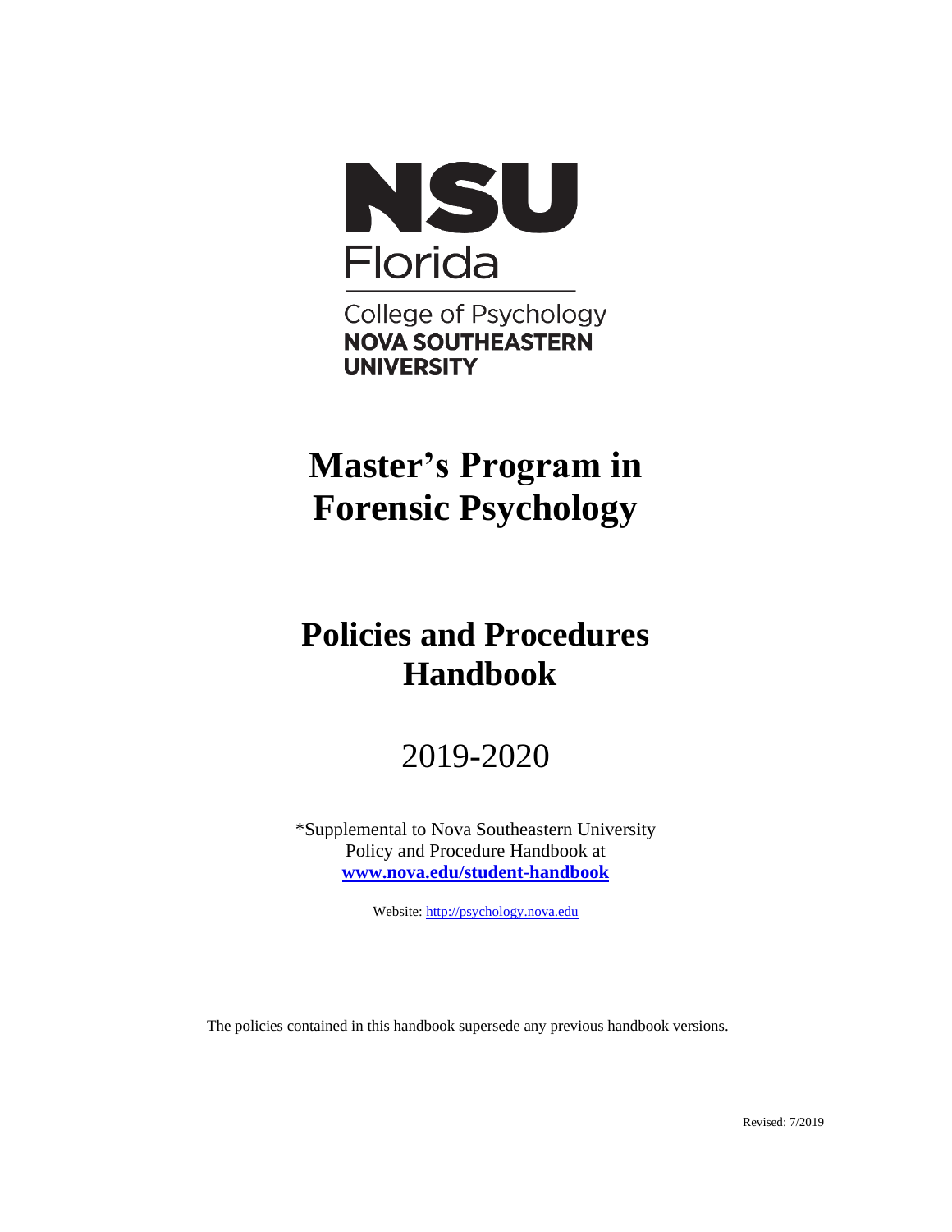NSU Florida

College of Psychology
NOVA SOUTHEASTERN UNIVERSITY

# Master's Program in Forensic Psychology

# Policies and Procedures Handbook

## 2019-2020

*Supplemental to Nova Southeastern University Policy and Procedure Handbook at **[www.nova.edu/student-handbook](www.nova.edu/student-handbook)**

Website: [http://psychology.nova.edu](http://psychology.nova.edu)

The policies contained in this handbook supersede any previous handbook versions.

Revised: 7/2019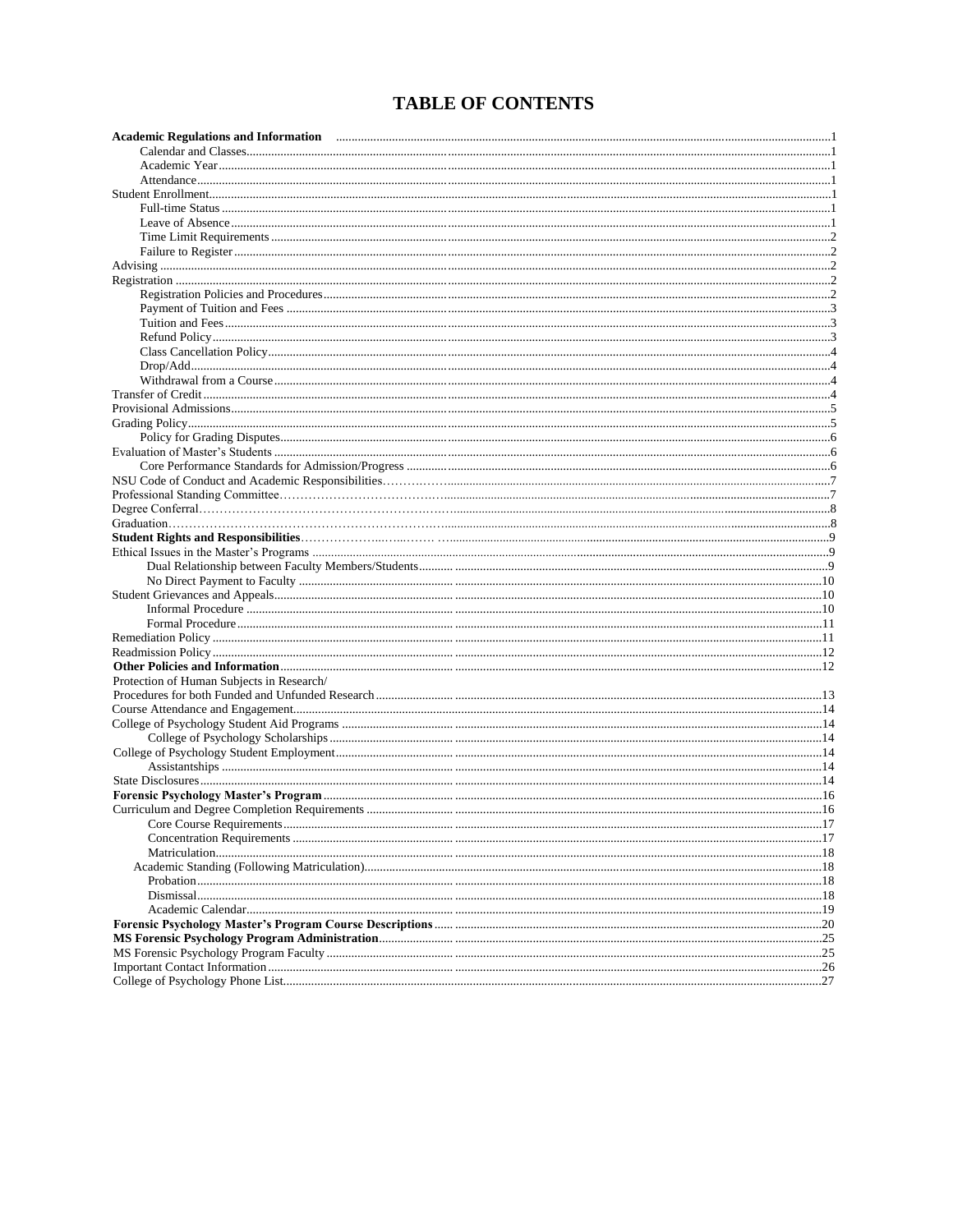# TABLE OF CONTENTS

| | |
|---|---|
| **Academic Regulations and Information** | 1 |
| Calendar and Classes | 1 |
| Academic Year | 1 |
| Attendance | 1 |
| Student Enrollment | 1 |
| Full-time Status | 1 |
| Leave of Absence | 1 |
| Time Limit Requirements | 2 |
| Failure to Register | 2 |
| Advising | 2 |
| Registration | 2 |
| Registration Policies and Procedures | 2 |
| Payment of Tuition and Fees | 3 |
| Tuition and Fees | 3 |
| Refund Policy | 3 |
| Class Cancellation Policy | 4 |
| Drop/Add | 4 |
| Withdrawal from a Course | 4 |
| Transfer of Credit | 4 |
| Provisional Admissions | 5 |
| Grading Policy | 5 |
| Policy for Grading Disputes | 6 |
| Evaluation of Master's Students | 6 |
| Core Performance Standards for Admission/Progress | 6 |
| NSU Code of Conduct and Academic Responsibilities | 7 |
| Professional Standing Committee | 7 |
| Degree Conferral | 8 |
| Graduation | 8 |
| **Student Rights and Responsibilities** | 9 |
| Ethical Issues in the Master's Programs | 9 |
| Dual Relationship between Faculty Members/Students | 9 |
| No Direct Payment to Faculty | 10 |
| Student Grievances and Appeals | 10 |
| Informal Procedure | 10 |
| Formal Procedure | 11 |
| Remediation Policy | 11 |
| Readmission Policy | 12 |
| **Other Policies and Information** | 12 |
| Protection of Human Subjects in Research/ Procedures for both Funded and Unfunded Research | 13 |
| Course Attendance and Engagement | 14 |
| College of Psychology Student Aid Programs | 14 |
| College of Psychology Scholarships | 14 |
| College of Psychology Student Employment | 14 |
| Assistantships | 14 |
| State Disclosures | 14 |
| **Forensic Psychology Master's Program** | 16 |
| Curriculum and Degree Completion Requirements | 16 |
| Core Course Requirements | 17 |
| Concentration Requirements | 17 |
| Matriculation | 18 |
| Academic Standing (Following Matriculation) | 18 |
| Probation | 18 |
| Dismissal | 18 |
| Academic Calendar | 19 |
| **Forensic Psychology Master's Program Course Descriptions** | 20 |
| **MS Forensic Psychology Program Administration** | 25 |
| MS Forensic Psychology Program Faculty | 25 |
| Important Contact Information | 26 |
| College of Psychology Phone List | 27 |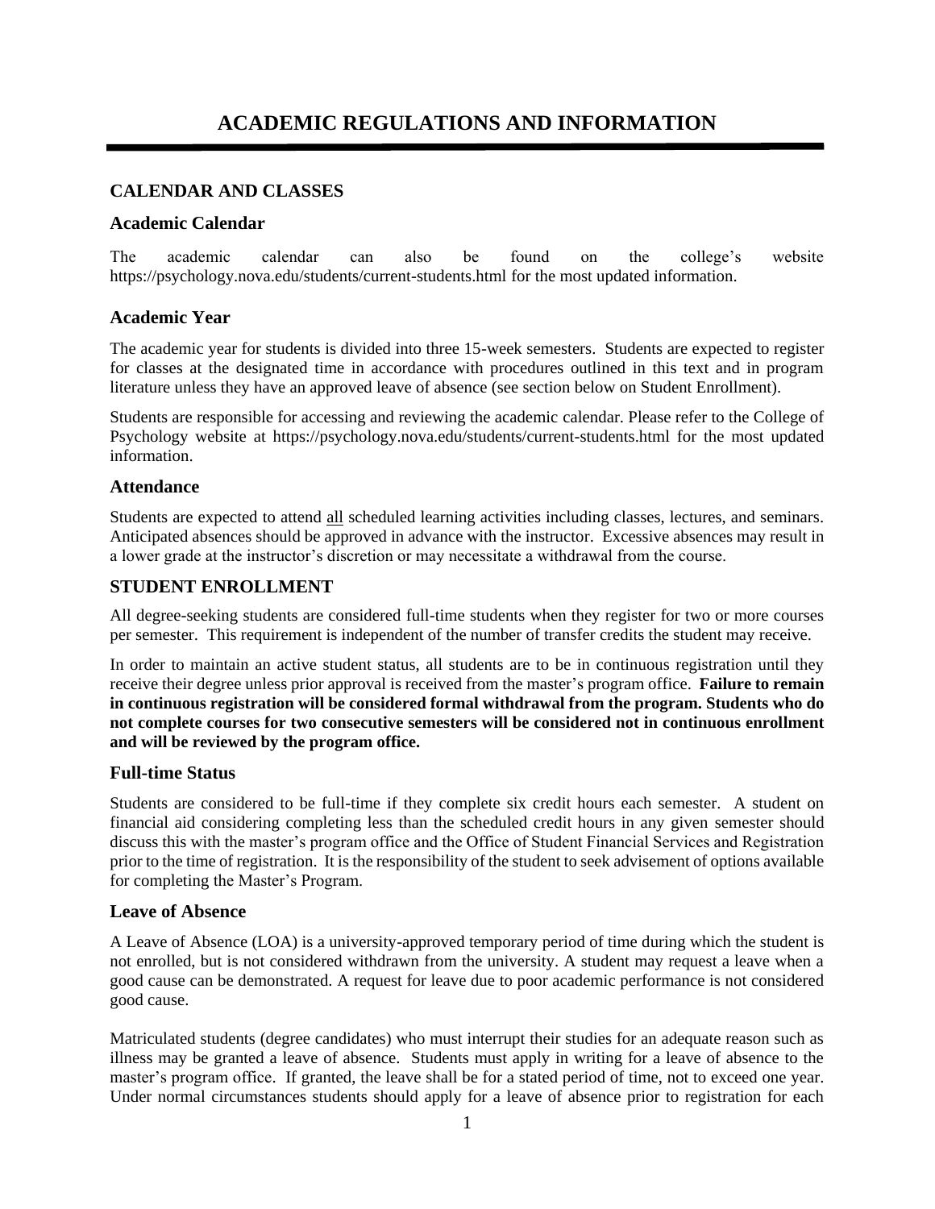# ACADEMIC REGULATIONS AND INFORMATION

## CALENDAR AND CLASSES

### Academic Calendar

The academic calendar can also be found on the college's website https://psychology.nova.edu/students/current-students.html for the most updated information.

### Academic Year

The academic year for students is divided into three 15-week semesters. Students are expected to register for classes at the designated time in accordance with procedures outlined in this text and in program literature unless they have an approved leave of absence (see section below on Student Enrollment).

Students are responsible for accessing and reviewing the academic calendar. Please refer to the College of Psychology website at https://psychology.nova.edu/students/current-students.html for the most updated information.

### Attendance

Students are expected to attend all scheduled learning activities including classes, lectures, and seminars. Anticipated absences should be approved in advance with the instructor. Excessive absences may result in a lower grade at the instructor's discretion or may necessitate a withdrawal from the course.

## STUDENT ENROLLMENT

All degree-seeking students are considered full-time students when they register for two or more courses per semester. This requirement is independent of the number of transfer credits the student may receive.

In order to maintain an active student status, all students are to be in continuous registration until they receive their degree unless prior approval is received from the master's program office. **Failure to remain in continuous registration will be considered formal withdrawal from the program. Students who do not complete courses for two consecutive semesters will be considered not in continuous enrollment and will be reviewed by the program office.**

### Full-time Status

Students are considered to be full-time if they complete six credit hours each semester. A student on financial aid considering completing less than the scheduled credit hours in any given semester should discuss this with the master's program office and the Office of Student Financial Services and Registration prior to the time of registration. It is the responsibility of the student to seek advisement of options available for completing the Master's Program.

### Leave of Absence

A Leave of Absence (LOA) is a university-approved temporary period of time during which the student is not enrolled, but is not considered withdrawn from the university. A student may request a leave when a good cause can be demonstrated. A request for leave due to poor academic performance is not considered good cause.

Matriculated students (degree candidates) who must interrupt their studies for an adequate reason such as illness may be granted a leave of absence. Students must apply in writing for a leave of absence to the master's program office. If granted, the leave shall be for a stated period of time, not to exceed one year. Under normal circumstances students should apply for a leave of absence prior to registration for each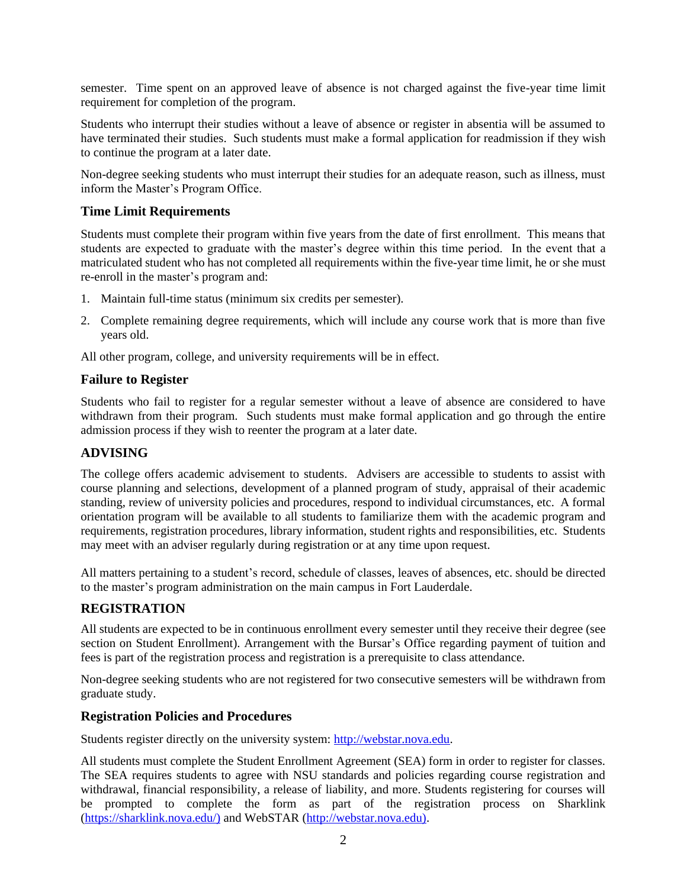semester. Time spent on an approved leave of absence is not charged against the five-year time limit requirement for completion of the program.

Students who interrupt their studies without a leave of absence or register in absentia will be assumed to have terminated their studies. Such students must make a formal application for readmission if they wish to continue the program at a later date.

Non-degree seeking students who must interrupt their studies for an adequate reason, such as illness, must inform the Master's Program Office.

### Time Limit Requirements

Students must complete their program within five years from the date of first enrollment. This means that students are expected to graduate with the master's degree within this time period. In the event that a matriculated student who has not completed all requirements within the five-year time limit, he or she must re-enroll in the master's program and:

1. Maintain full-time status (minimum six credits per semester).
2. Complete remaining degree requirements, which will include any course work that is more than five years old.

All other program, college, and university requirements will be in effect.

### Failure to Register

Students who fail to register for a regular semester without a leave of absence are considered to have withdrawn from their program. Such students must make formal application and go through the entire admission process if they wish to reenter the program at a later date.

## ADVISING

The college offers academic advisement to students. Advisers are accessible to students to assist with course planning and selections, development of a planned program of study, appraisal of their academic standing, review of university policies and procedures, respond to individual circumstances, etc. A formal orientation program will be available to all students to familiarize them with the academic program and requirements, registration procedures, library information, student rights and responsibilities, etc. Students may meet with an adviser regularly during registration or at any time upon request.

All matters pertaining to a student's record, schedule of classes, leaves of absences, etc. should be directed to the master's program administration on the main campus in Fort Lauderdale.

## REGISTRATION

All students are expected to be in continuous enrollment every semester until they receive their degree (see section on Student Enrollment). Arrangement with the Bursar's Office regarding payment of tuition and fees is part of the registration process and registration is a prerequisite to class attendance.

Non-degree seeking students who are not registered for two consecutive semesters will be withdrawn from graduate study.

### Registration Policies and Procedures

Students register directly on the university system: [http://webstar.nova.edu](http://webstar.nova.edu).

All students must complete the Student Enrollment Agreement (SEA) form in order to register for classes. The SEA requires students to agree with NSU standards and policies regarding course registration and withdrawal, financial responsibility, a release of liability, and more. Students registering for courses will be prompted to complete the form as part of the registration process on Sharklink ([https://sharklink.nova.edu/](https://sharklink.nova.edu/)) and WebSTAR ([http://webstar.nova.edu](http://webstar.nova.edu)).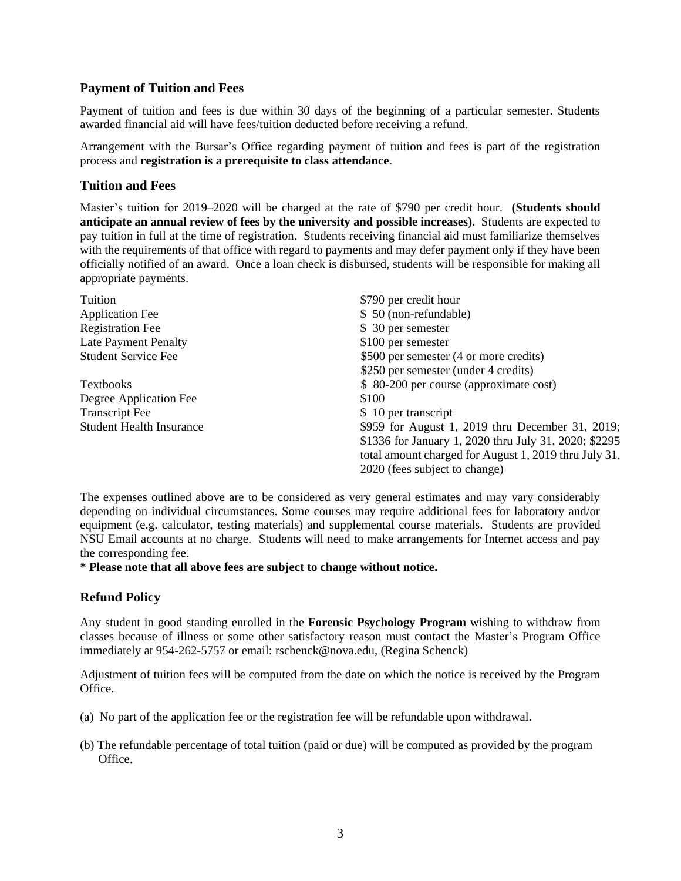## Payment of Tuition and Fees

Payment of tuition and fees is due within 30 days of the beginning of a particular semester. Students awarded financial aid will have fees/tuition deducted before receiving a refund.

Arrangement with the Bursar's Office regarding payment of tuition and fees is part of the registration process and **registration is a prerequisite to class attendance**.

## Tuition and Fees

Master's tuition for 2019–2020 will be charged at the rate of $790 per credit hour. **(Students should anticipate an annual review of fees by the university and possible increases).** Students are expected to pay tuition in full at the time of registration. Students receiving financial aid must familiarize themselves with the requirements of that office with regard to payments and may defer payment only if they have been officially notified of an award. Once a loan check is disbursed, students will be responsible for making all appropriate payments.

| | |
|---|---|
| Tuition | $790 per credit hour |
| Application Fee | $ 50 (non-refundable) |
| Registration Fee | $ 30 per semester |
| Late Payment Penalty | $100 per semester |
| Student Service Fee | $500 per semester (4 or more credits)<br>$250 per semester (under 4 credits) |
| Textbooks | $ 80-200 per course (approximate cost) |
| Degree Application Fee | $100 |
| Transcript Fee | $ 10 per transcript |
| Student Health Insurance | $959 for August 1, 2019 thru December 31, 2019; $1336 for January 1, 2020 thru July 31, 2020; $2295 total amount charged for August 1, 2019 thru July 31, 2020 (fees subject to change) |

The expenses outlined above are to be considered as very general estimates and may vary considerably depending on individual circumstances. Some courses may require additional fees for laboratory and/or equipment (e.g. calculator, testing materials) and supplemental course materials. Students are provided NSU Email accounts at no charge. Students will need to make arrangements for Internet access and pay the corresponding fee.

**\* Please note that all above fees are subject to change without notice.**

## Refund Policy

Any student in good standing enrolled in the **Forensic Psychology Program** wishing to withdraw from classes because of illness or some other satisfactory reason must contact the Master's Program Office immediately at 954-262-5757 or email: rschenck@nova.edu, (Regina Schenck)

Adjustment of tuition fees will be computed from the date on which the notice is received by the Program Office.

(a) No part of the application fee or the registration fee will be refundable upon withdrawal.

(b) The refundable percentage of total tuition (paid or due) will be computed as provided by the program Office.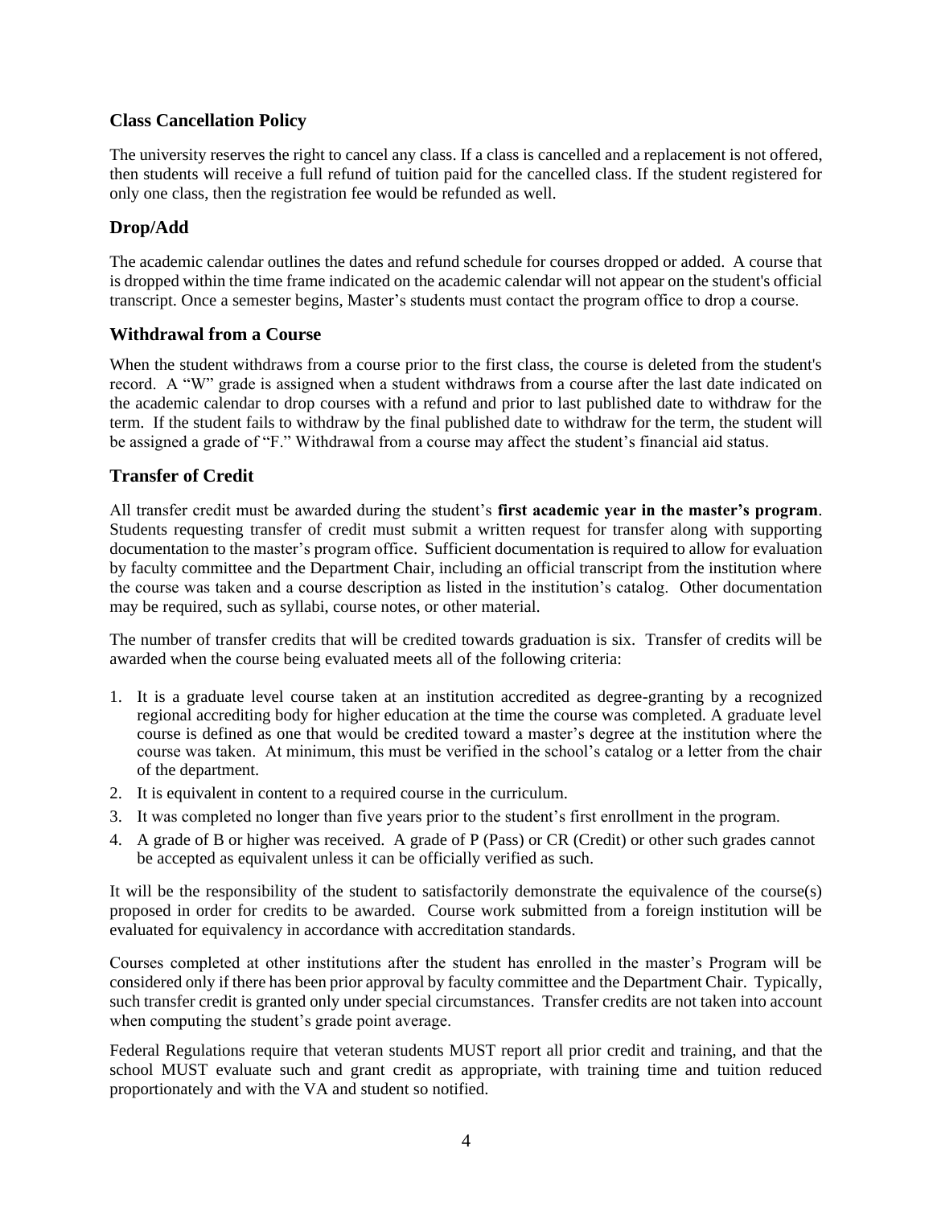## Class Cancellation Policy

The university reserves the right to cancel any class. If a class is cancelled and a replacement is not offered, then students will receive a full refund of tuition paid for the cancelled class. If the student registered for only one class, then the registration fee would be refunded as well.

## Drop/Add

The academic calendar outlines the dates and refund schedule for courses dropped or added. A course that is dropped within the time frame indicated on the academic calendar will not appear on the student's official transcript. Once a semester begins, Master's students must contact the program office to drop a course.

## Withdrawal from a Course

When the student withdraws from a course prior to the first class, the course is deleted from the student's record. A "W" grade is assigned when a student withdraws from a course after the last date indicated on the academic calendar to drop courses with a refund and prior to last published date to withdraw for the term. If the student fails to withdraw by the final published date to withdraw for the term, the student will be assigned a grade of "F." Withdrawal from a course may affect the student's financial aid status.

## Transfer of Credit

All transfer credit must be awarded during the student's **first academic year in the master's program**. Students requesting transfer of credit must submit a written request for transfer along with supporting documentation to the master's program office. Sufficient documentation is required to allow for evaluation by faculty committee and the Department Chair, including an official transcript from the institution where the course was taken and a course description as listed in the institution's catalog. Other documentation may be required, such as syllabi, course notes, or other material.

The number of transfer credits that will be credited towards graduation is six. Transfer of credits will be awarded when the course being evaluated meets all of the following criteria:

1. It is a graduate level course taken at an institution accredited as degree-granting by a recognized regional accrediting body for higher education at the time the course was completed. A graduate level course is defined as one that would be credited toward a master's degree at the institution where the course was taken. At minimum, this must be verified in the school's catalog or a letter from the chair of the department.
2. It is equivalent in content to a required course in the curriculum.
3. It was completed no longer than five years prior to the student's first enrollment in the program.
4. A grade of B or higher was received. A grade of P (Pass) or CR (Credit) or other such grades cannot be accepted as equivalent unless it can be officially verified as such.

It will be the responsibility of the student to satisfactorily demonstrate the equivalence of the course(s) proposed in order for credits to be awarded. Course work submitted from a foreign institution will be evaluated for equivalency in accordance with accreditation standards.

Courses completed at other institutions after the student has enrolled in the master's Program will be considered only if there has been prior approval by faculty committee and the Department Chair. Typically, such transfer credit is granted only under special circumstances. Transfer credits are not taken into account when computing the student's grade point average.

Federal Regulations require that veteran students MUST report all prior credit and training, and that the school MUST evaluate such and grant credit as appropriate, with training time and tuition reduced proportionately and with the VA and student so notified.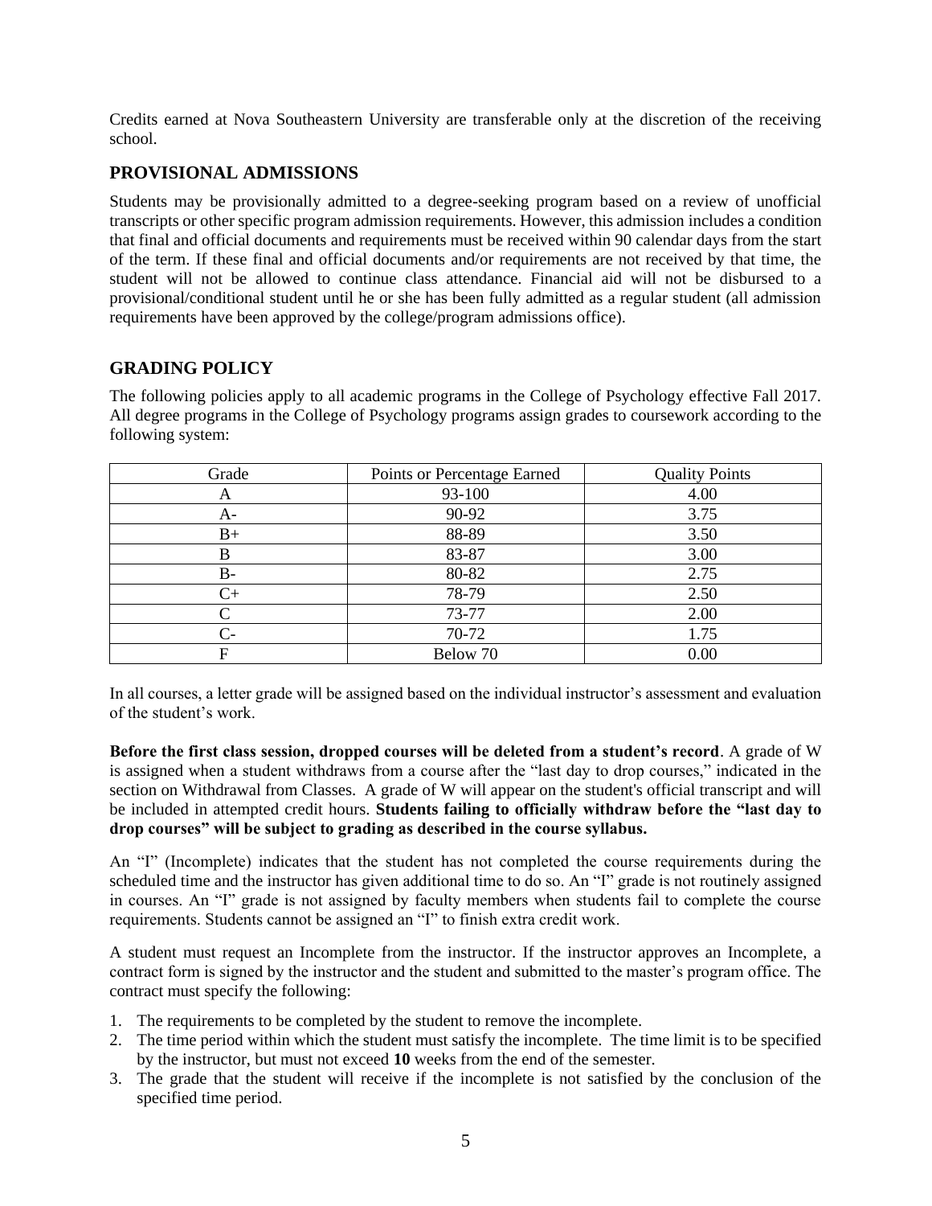Credits earned at Nova Southeastern University are transferable only at the discretion of the receiving school.

## PROVISIONAL ADMISSIONS

Students may be provisionally admitted to a degree-seeking program based on a review of unofficial transcripts or other specific program admission requirements. However, this admission includes a condition that final and official documents and requirements must be received within 90 calendar days from the start of the term. If these final and official documents and/or requirements are not received by that time, the student will not be allowed to continue class attendance. Financial aid will not be disbursed to a provisional/conditional student until he or she has been fully admitted as a regular student (all admission requirements have been approved by the college/program admissions office).

## GRADING POLICY

The following policies apply to all academic programs in the College of Psychology effective Fall 2017. All degree programs in the College of Psychology programs assign grades to coursework according to the following system:

| Grade | Points or Percentage Earned | Quality Points |
| --- | --- | --- |
| A | 93-100 | 4.00 |
| A- | 90-92 | 3.75 |
| B+ | 88-89 | 3.50 |
| B | 83-87 | 3.00 |
| B- | 80-82 | 2.75 |
| C+ | 78-79 | 2.50 |
| C | 73-77 | 2.00 |
| C- | 70-72 | 1.75 |
| F | Below 70 | 0.00 |

In all courses, a letter grade will be assigned based on the individual instructor's assessment and evaluation of the student's work.

**Before the first class session, dropped courses will be deleted from a student's record**. A grade of W is assigned when a student withdraws from a course after the "last day to drop courses," indicated in the section on Withdrawal from Classes. A grade of W will appear on the student's official transcript and will be included in attempted credit hours. **Students failing to officially withdraw before the "last day to drop courses" will be subject to grading as described in the course syllabus.**

An "I" (Incomplete) indicates that the student has not completed the course requirements during the scheduled time and the instructor has given additional time to do so. An "I" grade is not routinely assigned in courses. An "I" grade is not assigned by faculty members when students fail to complete the course requirements. Students cannot be assigned an "I" to finish extra credit work.

A student must request an Incomplete from the instructor. If the instructor approves an Incomplete, a contract form is signed by the instructor and the student and submitted to the master's program office. The contract must specify the following:

1. The requirements to be completed by the student to remove the incomplete.
2. The time period within which the student must satisfy the incomplete. The time limit is to be specified by the instructor, but must not exceed **10** weeks from the end of the semester.
3. The grade that the student will receive if the incomplete is not satisfied by the conclusion of the specified time period.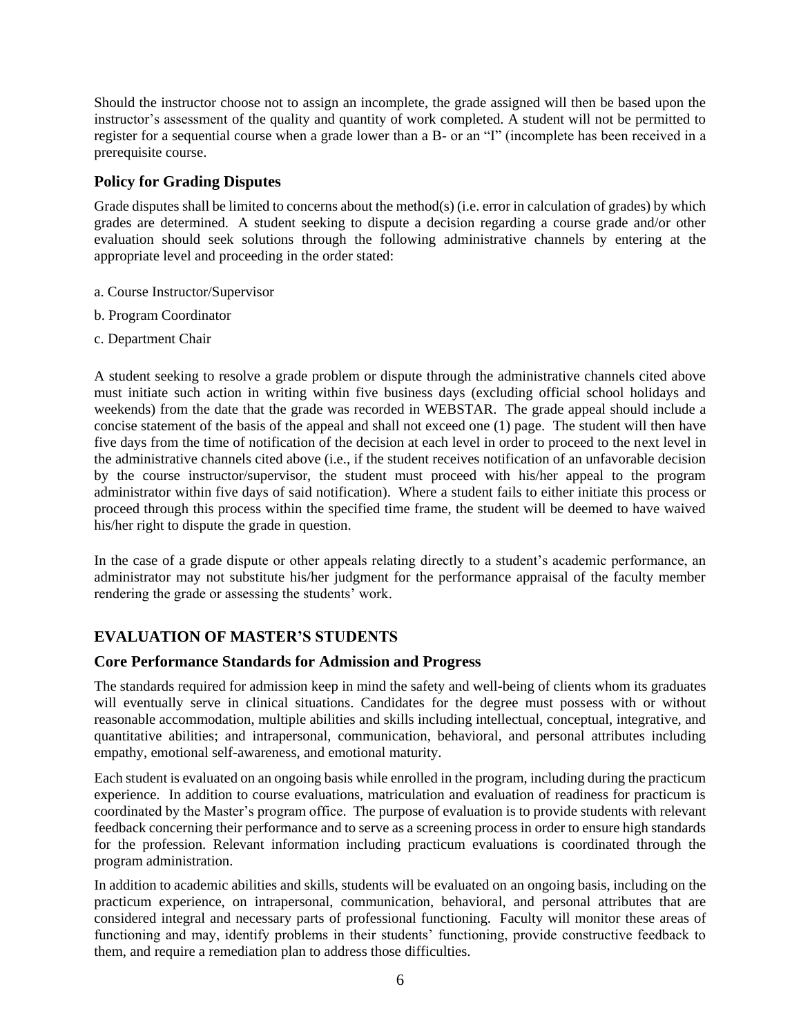Should the instructor choose not to assign an incomplete, the grade assigned will then be based upon the instructor's assessment of the quality and quantity of work completed. A student will not be permitted to register for a sequential course when a grade lower than a B- or an "I" (incomplete has been received in a prerequisite course.

### Policy for Grading Disputes

Grade disputes shall be limited to concerns about the method(s) (i.e. error in calculation of grades) by which grades are determined. A student seeking to dispute a decision regarding a course grade and/or other evaluation should seek solutions through the following administrative channels by entering at the appropriate level and proceeding in the order stated:

a. Course Instructor/Supervisor

b. Program Coordinator

c. Department Chair

A student seeking to resolve a grade problem or dispute through the administrative channels cited above must initiate such action in writing within five business days (excluding official school holidays and weekends) from the date that the grade was recorded in WEBSTAR. The grade appeal should include a concise statement of the basis of the appeal and shall not exceed one (1) page. The student will then have five days from the time of notification of the decision at each level in order to proceed to the next level in the administrative channels cited above (i.e., if the student receives notification of an unfavorable decision by the course instructor/supervisor, the student must proceed with his/her appeal to the program administrator within five days of said notification). Where a student fails to either initiate this process or proceed through this process within the specified time frame, the student will be deemed to have waived his/her right to dispute the grade in question.

In the case of a grade dispute or other appeals relating directly to a student's academic performance, an administrator may not substitute his/her judgment for the performance appraisal of the faculty member rendering the grade or assessing the students' work.

## EVALUATION OF MASTER'S STUDENTS

### Core Performance Standards for Admission and Progress

The standards required for admission keep in mind the safety and well-being of clients whom its graduates will eventually serve in clinical situations. Candidates for the degree must possess with or without reasonable accommodation, multiple abilities and skills including intellectual, conceptual, integrative, and quantitative abilities; and intrapersonal, communication, behavioral, and personal attributes including empathy, emotional self-awareness, and emotional maturity.

Each student is evaluated on an ongoing basis while enrolled in the program, including during the practicum experience. In addition to course evaluations, matriculation and evaluation of readiness for practicum is coordinated by the Master's program office. The purpose of evaluation is to provide students with relevant feedback concerning their performance and to serve as a screening process in order to ensure high standards for the profession. Relevant information including practicum evaluations is coordinated through the program administration.

In addition to academic abilities and skills, students will be evaluated on an ongoing basis, including on the practicum experience, on intrapersonal, communication, behavioral, and personal attributes that are considered integral and necessary parts of professional functioning. Faculty will monitor these areas of functioning and may, identify problems in their students' functioning, provide constructive feedback to them, and require a remediation plan to address those difficulties.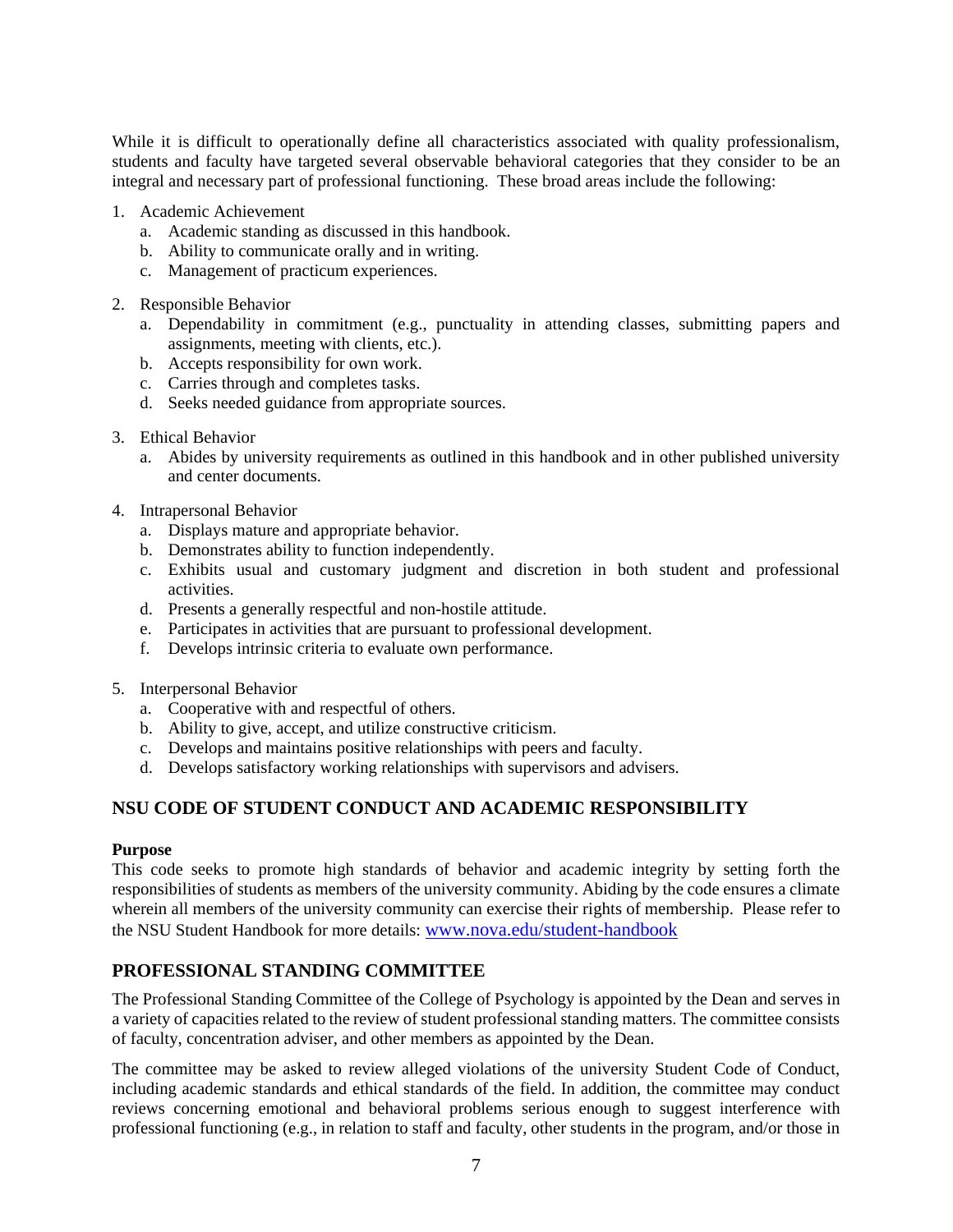While it is difficult to operationally define all characteristics associated with quality professionalism, students and faculty have targeted several observable behavioral categories that they consider to be an integral and necessary part of professional functioning. These broad areas include the following:

1. Academic Achievement
   a. Academic standing as discussed in this handbook.
   b. Ability to communicate orally and in writing.
   c. Management of practicum experiences.

2. Responsible Behavior
   a. Dependability in commitment (e.g., punctuality in attending classes, submitting papers and assignments, meeting with clients, etc.).
   b. Accepts responsibility for own work.
   c. Carries through and completes tasks.
   d. Seeks needed guidance from appropriate sources.

3. Ethical Behavior
   a. Abides by university requirements as outlined in this handbook and in other published university and center documents.

4. Intrapersonal Behavior
   a. Displays mature and appropriate behavior.
   b. Demonstrates ability to function independently.
   c. Exhibits usual and customary judgment and discretion in both student and professional activities.
   d. Presents a generally respectful and non-hostile attitude.
   e. Participates in activities that are pursuant to professional development.
   f. Develops intrinsic criteria to evaluate own performance.

5. Interpersonal Behavior
   a. Cooperative with and respectful of others.
   b. Ability to give, accept, and utilize constructive criticism.
   c. Develops and maintains positive relationships with peers and faculty.
   d. Develops satisfactory working relationships with supervisors and advisers.

## NSU CODE OF STUDENT CONDUCT AND ACADEMIC RESPONSIBILITY

**Purpose**

This code seeks to promote high standards of behavior and academic integrity by setting forth the responsibilities of students as members of the university community. Abiding by the code ensures a climate wherein all members of the university community can exercise their rights of membership. Please refer to the NSU Student Handbook for more details: www.nova.edu/student-handbook

## PROFESSIONAL STANDING COMMITTEE

The Professional Standing Committee of the College of Psychology is appointed by the Dean and serves in a variety of capacities related to the review of student professional standing matters. The committee consists of faculty, concentration adviser, and other members as appointed by the Dean.

The committee may be asked to review alleged violations of the university Student Code of Conduct, including academic standards and ethical standards of the field. In addition, the committee may conduct reviews concerning emotional and behavioral problems serious enough to suggest interference with professional functioning (e.g., in relation to staff and faculty, other students in the program, and/or those in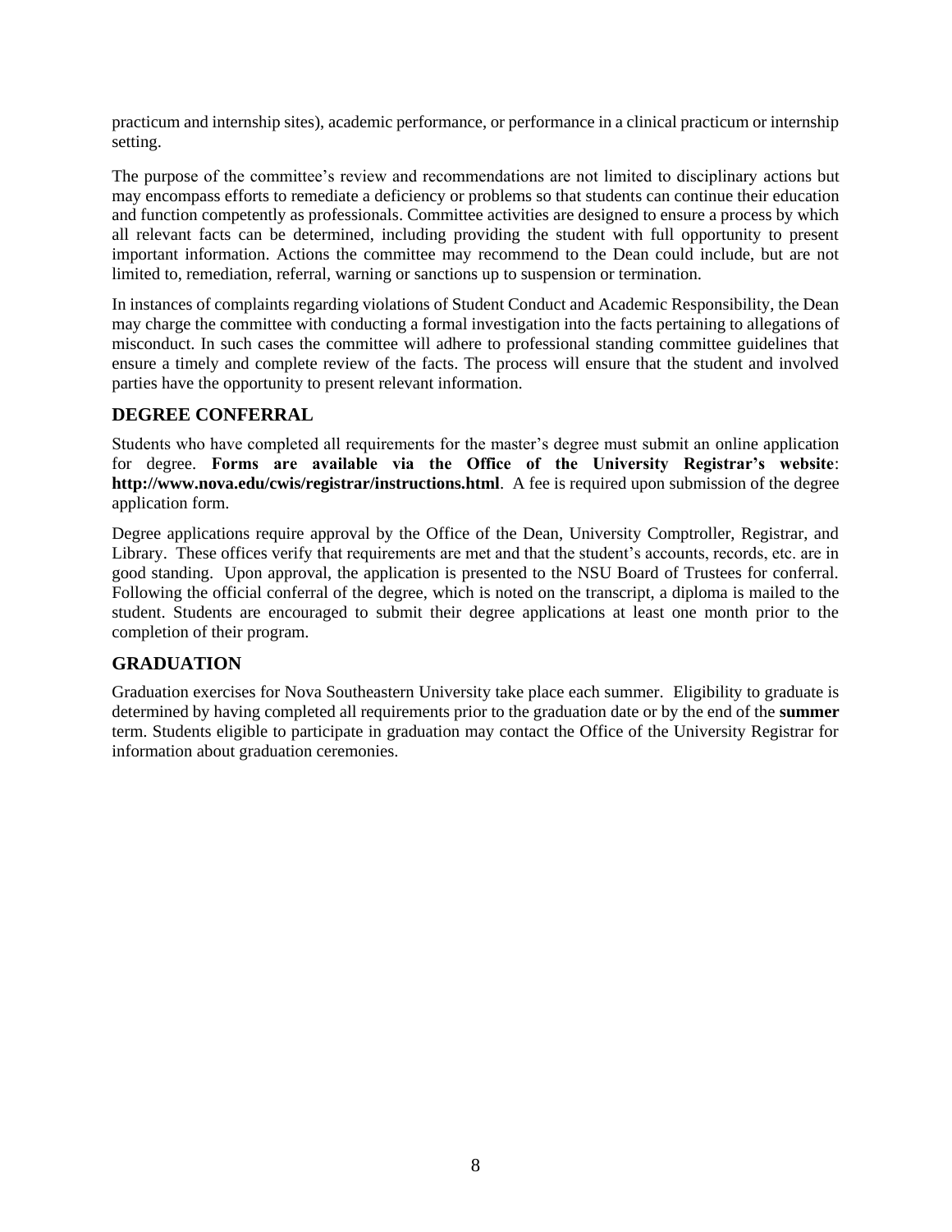practicum and internship sites), academic performance, or performance in a clinical practicum or internship setting.

The purpose of the committee's review and recommendations are not limited to disciplinary actions but may encompass efforts to remediate a deficiency or problems so that students can continue their education and function competently as professionals. Committee activities are designed to ensure a process by which all relevant facts can be determined, including providing the student with full opportunity to present important information. Actions the committee may recommend to the Dean could include, but are not limited to, remediation, referral, warning or sanctions up to suspension or termination.

In instances of complaints regarding violations of Student Conduct and Academic Responsibility, the Dean may charge the committee with conducting a formal investigation into the facts pertaining to allegations of misconduct. In such cases the committee will adhere to professional standing committee guidelines that ensure a timely and complete review of the facts. The process will ensure that the student and involved parties have the opportunity to present relevant information.

## DEGREE CONFERRAL

Students who have completed all requirements for the master's degree must submit an online application for degree. **Forms are available via the Office of the University Registrar's website**: **http://www.nova.edu/cwis/registrar/instructions.html**. A fee is required upon submission of the degree application form.

Degree applications require approval by the Office of the Dean, University Comptroller, Registrar, and Library. These offices verify that requirements are met and that the student's accounts, records, etc. are in good standing. Upon approval, the application is presented to the NSU Board of Trustees for conferral. Following the official conferral of the degree, which is noted on the transcript, a diploma is mailed to the student. Students are encouraged to submit their degree applications at least one month prior to the completion of their program.

## GRADUATION

Graduation exercises for Nova Southeastern University take place each summer. Eligibility to graduate is determined by having completed all requirements prior to the graduation date or by the end of the **summer** term. Students eligible to participate in graduation may contact the Office of the University Registrar for information about graduation ceremonies.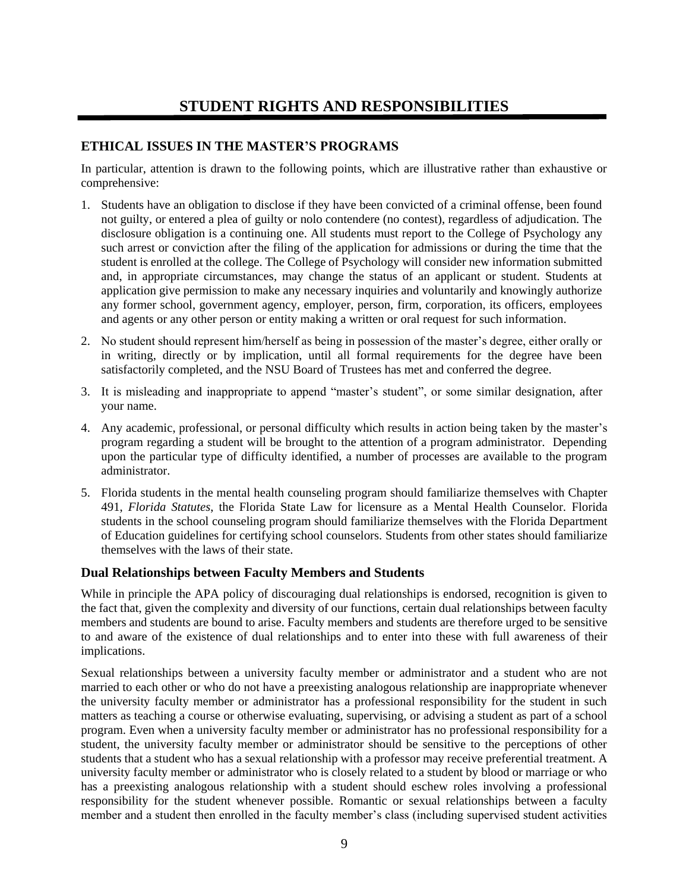# STUDENT RIGHTS AND RESPONSIBILITIES

## ETHICAL ISSUES IN THE MASTER'S PROGRAMS

In particular, attention is drawn to the following points, which are illustrative rather than exhaustive or comprehensive:

1. Students have an obligation to disclose if they have been convicted of a criminal offense, been found not guilty, or entered a plea of guilty or nolo contendere (no contest), regardless of adjudication. The disclosure obligation is a continuing one. All students must report to the College of Psychology any such arrest or conviction after the filing of the application for admissions or during the time that the student is enrolled at the college. The College of Psychology will consider new information submitted and, in appropriate circumstances, may change the status of an applicant or student. Students at application give permission to make any necessary inquiries and voluntarily and knowingly authorize any former school, government agency, employer, person, firm, corporation, its officers, employees and agents or any other person or entity making a written or oral request for such information.
2. No student should represent him/herself as being in possession of the master's degree, either orally or in writing, directly or by implication, until all formal requirements for the degree have been satisfactorily completed, and the NSU Board of Trustees has met and conferred the degree.
3. It is misleading and inappropriate to append "master's student", or some similar designation, after your name.
4. Any academic, professional, or personal difficulty which results in action being taken by the master's program regarding a student will be brought to the attention of a program administrator. Depending upon the particular type of difficulty identified, a number of processes are available to the program administrator.
5. Florida students in the mental health counseling program should familiarize themselves with Chapter 491, *Florida Statutes,* the Florida State Law for licensure as a Mental Health Counselor. Florida students in the school counseling program should familiarize themselves with the Florida Department of Education guidelines for certifying school counselors. Students from other states should familiarize themselves with the laws of their state.

### Dual Relationships between Faculty Members and Students

While in principle the APA policy of discouraging dual relationships is endorsed, recognition is given to the fact that, given the complexity and diversity of our functions, certain dual relationships between faculty members and students are bound to arise. Faculty members and students are therefore urged to be sensitive to and aware of the existence of dual relationships and to enter into these with full awareness of their implications.

Sexual relationships between a university faculty member or administrator and a student who are not married to each other or who do not have a preexisting analogous relationship are inappropriate whenever the university faculty member or administrator has a professional responsibility for the student in such matters as teaching a course or otherwise evaluating, supervising, or advising a student as part of a school program. Even when a university faculty member or administrator has no professional responsibility for a student, the university faculty member or administrator should be sensitive to the perceptions of other students that a student who has a sexual relationship with a professor may receive preferential treatment. A university faculty member or administrator who is closely related to a student by blood or marriage or who has a preexisting analogous relationship with a student should eschew roles involving a professional responsibility for the student whenever possible. Romantic or sexual relationships between a faculty member and a student then enrolled in the faculty member's class (including supervised student activities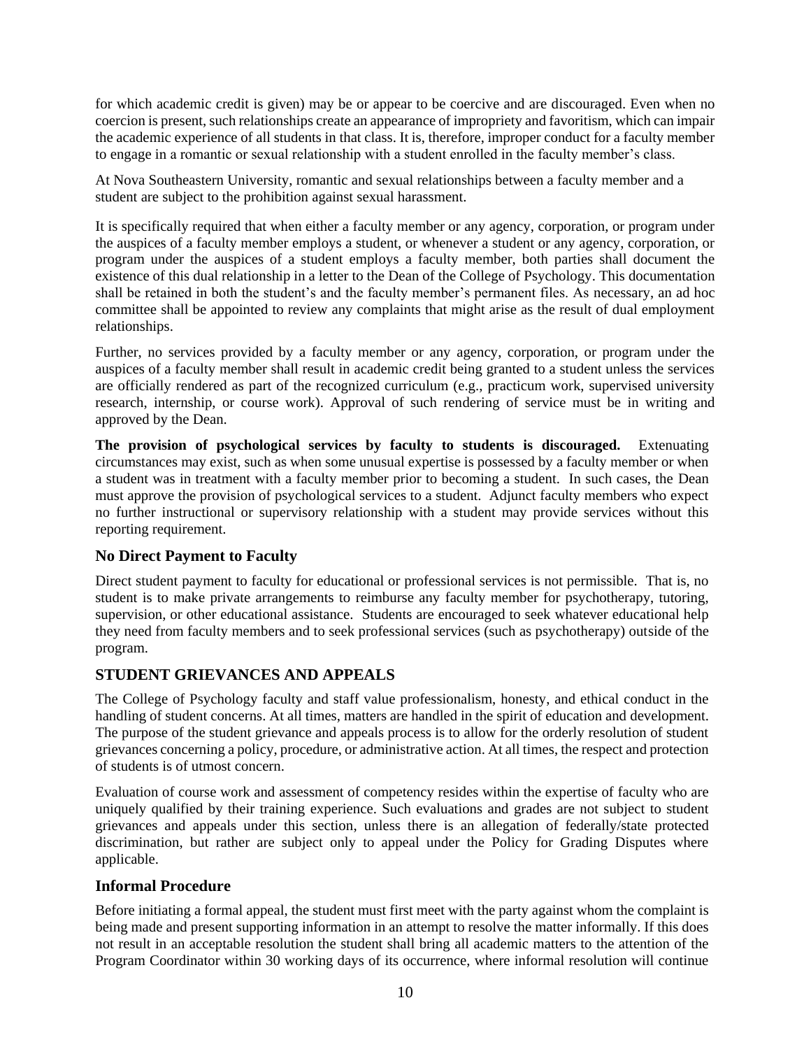for which academic credit is given) may be or appear to be coercive and are discouraged. Even when no coercion is present, such relationships create an appearance of impropriety and favoritism, which can impair the academic experience of all students in that class. It is, therefore, improper conduct for a faculty member to engage in a romantic or sexual relationship with a student enrolled in the faculty member's class.

At Nova Southeastern University, romantic and sexual relationships between a faculty member and a student are subject to the prohibition against sexual harassment.

It is specifically required that when either a faculty member or any agency, corporation, or program under the auspices of a faculty member employs a student, or whenever a student or any agency, corporation, or program under the auspices of a student employs a faculty member, both parties shall document the existence of this dual relationship in a letter to the Dean of the College of Psychology. This documentation shall be retained in both the student's and the faculty member's permanent files. As necessary, an ad hoc committee shall be appointed to review any complaints that might arise as the result of dual employment relationships.

Further, no services provided by a faculty member or any agency, corporation, or program under the auspices of a faculty member shall result in academic credit being granted to a student unless the services are officially rendered as part of the recognized curriculum (e.g., practicum work, supervised university research, internship, or course work). Approval of such rendering of service must be in writing and approved by the Dean.

**The provision of psychological services by faculty to students is discouraged.** Extenuating circumstances may exist, such as when some unusual expertise is possessed by a faculty member or when a student was in treatment with a faculty member prior to becoming a student. In such cases, the Dean must approve the provision of psychological services to a student. Adjunct faculty members who expect no further instructional or supervisory relationship with a student may provide services without this reporting requirement.

### No Direct Payment to Faculty

Direct student payment to faculty for educational or professional services is not permissible. That is, no student is to make private arrangements to reimburse any faculty member for psychotherapy, tutoring, supervision, or other educational assistance. Students are encouraged to seek whatever educational help they need from faculty members and to seek professional services (such as psychotherapy) outside of the program.

## STUDENT GRIEVANCES AND APPEALS

The College of Psychology faculty and staff value professionalism, honesty, and ethical conduct in the handling of student concerns. At all times, matters are handled in the spirit of education and development. The purpose of the student grievance and appeals process is to allow for the orderly resolution of student grievances concerning a policy, procedure, or administrative action. At all times, the respect and protection of students is of utmost concern.

Evaluation of course work and assessment of competency resides within the expertise of faculty who are uniquely qualified by their training experience. Such evaluations and grades are not subject to student grievances and appeals under this section, unless there is an allegation of federally/state protected discrimination, but rather are subject only to appeal under the Policy for Grading Disputes where applicable.

### Informal Procedure

Before initiating a formal appeal, the student must first meet with the party against whom the complaint is being made and present supporting information in an attempt to resolve the matter informally. If this does not result in an acceptable resolution the student shall bring all academic matters to the attention of the Program Coordinator within 30 working days of its occurrence, where informal resolution will continue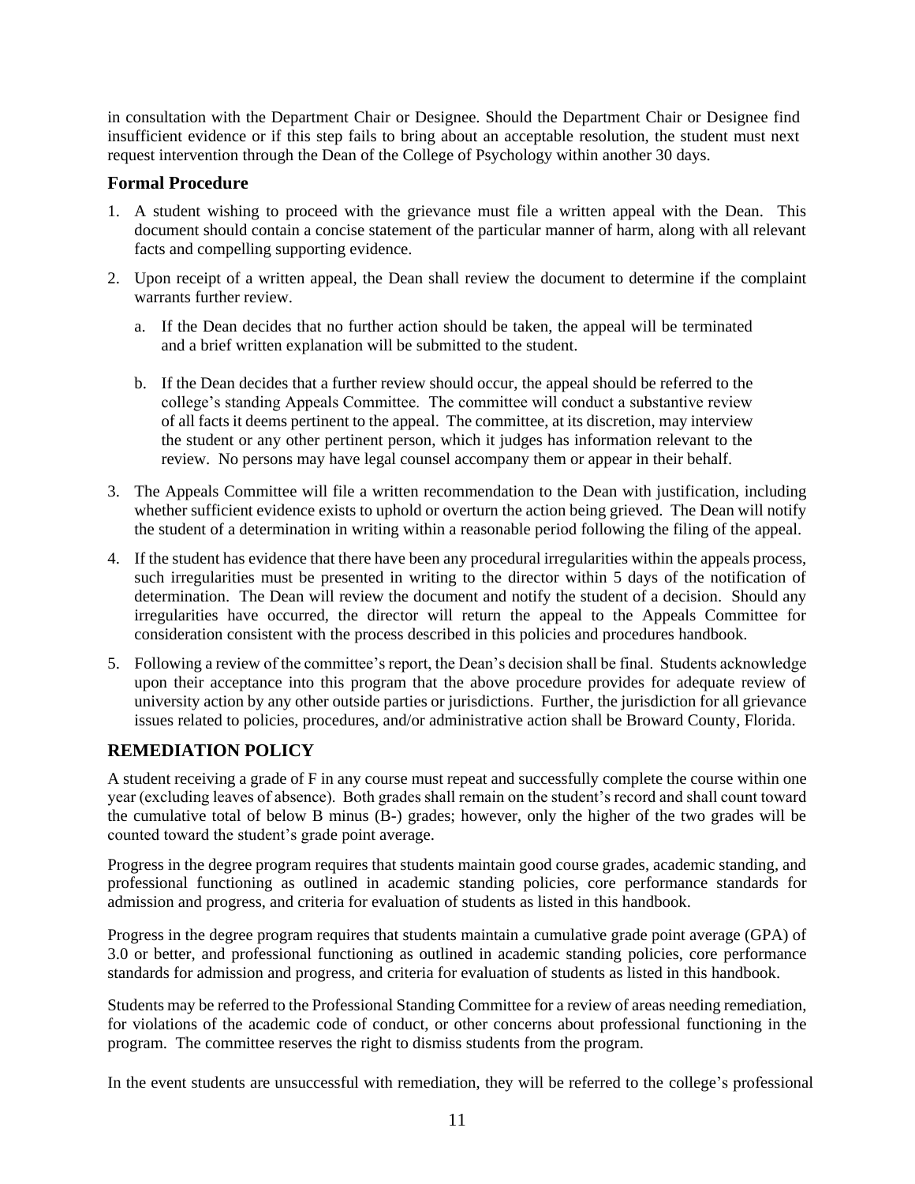in consultation with the Department Chair or Designee. Should the Department Chair or Designee find insufficient evidence or if this step fails to bring about an acceptable resolution, the student must next request intervention through the Dean of the College of Psychology within another 30 days.

### Formal Procedure

1. A student wishing to proceed with the grievance must file a written appeal with the Dean. This document should contain a concise statement of the particular manner of harm, along with all relevant facts and compelling supporting evidence.

2. Upon receipt of a written appeal, the Dean shall review the document to determine if the complaint warrants further review.

   a. If the Dean decides that no further action should be taken, the appeal will be terminated and a brief written explanation will be submitted to the student.

   b. If the Dean decides that a further review should occur, the appeal should be referred to the college's standing Appeals Committee. The committee will conduct a substantive review of all facts it deems pertinent to the appeal. The committee, at its discretion, may interview the student or any other pertinent person, which it judges has information relevant to the review. No persons may have legal counsel accompany them or appear in their behalf.

3. The Appeals Committee will file a written recommendation to the Dean with justification, including whether sufficient evidence exists to uphold or overturn the action being grieved. The Dean will notify the student of a determination in writing within a reasonable period following the filing of the appeal.

4. If the student has evidence that there have been any procedural irregularities within the appeals process, such irregularities must be presented in writing to the director within 5 days of the notification of determination. The Dean will review the document and notify the student of a decision. Should any irregularities have occurred, the director will return the appeal to the Appeals Committee for consideration consistent with the process described in this policies and procedures handbook.

5. Following a review of the committee's report, the Dean's decision shall be final. Students acknowledge upon their acceptance into this program that the above procedure provides for adequate review of university action by any other outside parties or jurisdictions. Further, the jurisdiction for all grievance issues related to policies, procedures, and/or administrative action shall be Broward County, Florida.

## REMEDIATION POLICY

A student receiving a grade of F in any course must repeat and successfully complete the course within one year (excluding leaves of absence). Both grades shall remain on the student's record and shall count toward the cumulative total of below B minus (B-) grades; however, only the higher of the two grades will be counted toward the student's grade point average.

Progress in the degree program requires that students maintain good course grades, academic standing, and professional functioning as outlined in academic standing policies, core performance standards for admission and progress, and criteria for evaluation of students as listed in this handbook.

Progress in the degree program requires that students maintain a cumulative grade point average (GPA) of 3.0 or better, and professional functioning as outlined in academic standing policies, core performance standards for admission and progress, and criteria for evaluation of students as listed in this handbook.

Students may be referred to the Professional Standing Committee for a review of areas needing remediation, for violations of the academic code of conduct, or other concerns about professional functioning in the program. The committee reserves the right to dismiss students from the program.

In the event students are unsuccessful with remediation, they will be referred to the college's professional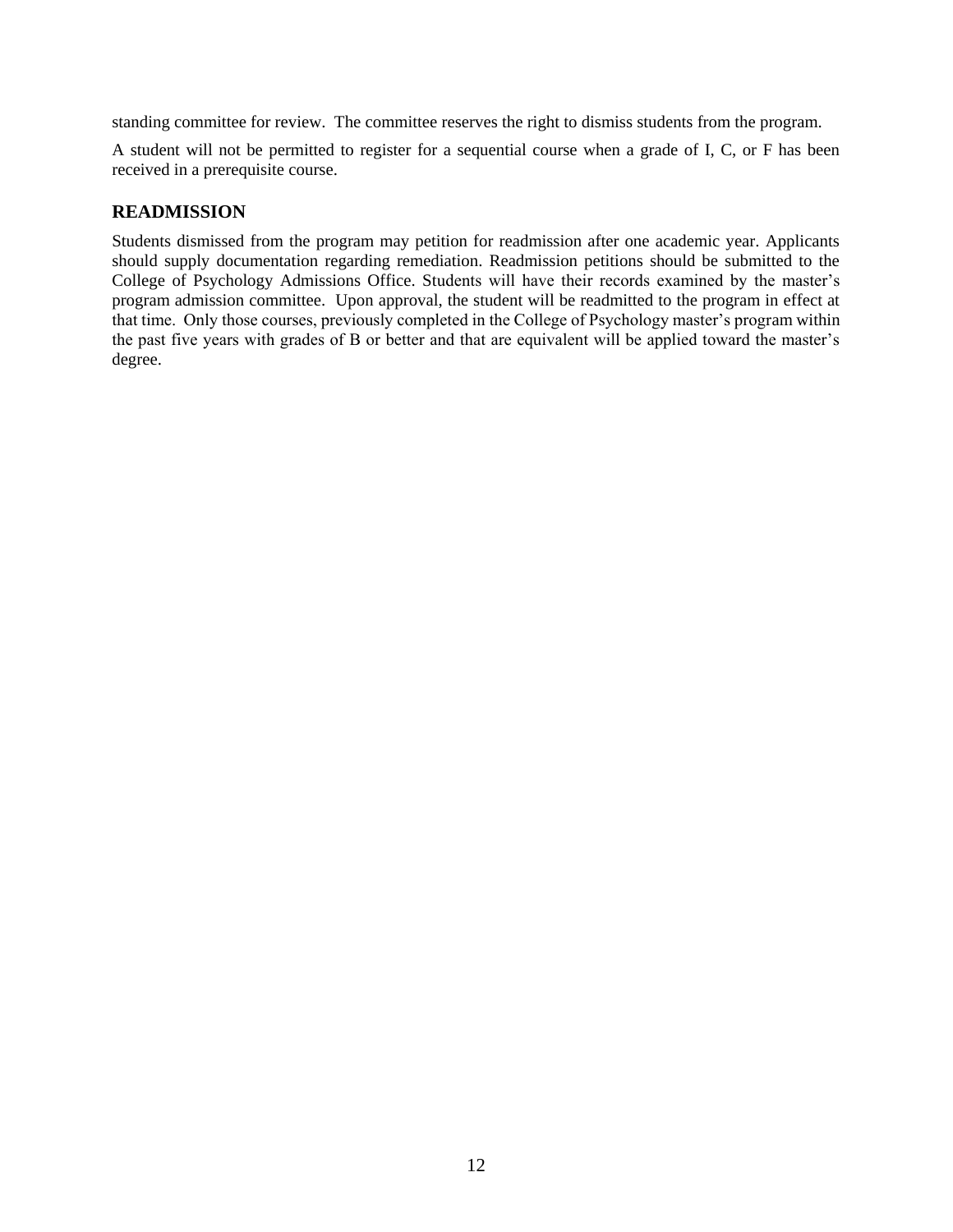standing committee for review. The committee reserves the right to dismiss students from the program.

A student will not be permitted to register for a sequential course when a grade of I, C, or F has been received in a prerequisite course.

## READMISSION

Students dismissed from the program may petition for readmission after one academic year. Applicants should supply documentation regarding remediation. Readmission petitions should be submitted to the College of Psychology Admissions Office. Students will have their records examined by the master's program admission committee. Upon approval, the student will be readmitted to the program in effect at that time. Only those courses, previously completed in the College of Psychology master's program within the past five years with grades of B or better and that are equivalent will be applied toward the master's degree.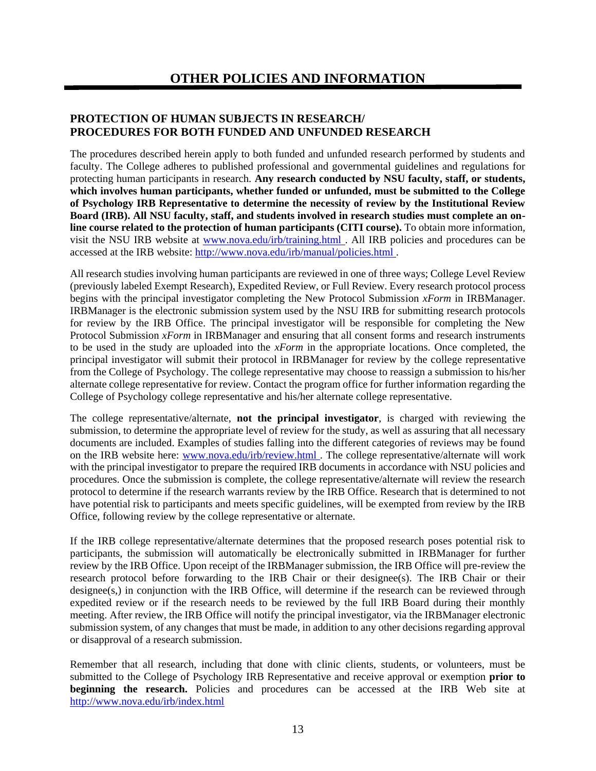# OTHER POLICIES AND INFORMATION

## PROTECTION OF HUMAN SUBJECTS IN RESEARCH/ PROCEDURES FOR BOTH FUNDED AND UNFUNDED RESEARCH

The procedures described herein apply to both funded and unfunded research performed by students and faculty. The College adheres to published professional and governmental guidelines and regulations for protecting human participants in research. **Any research conducted by NSU faculty, staff, or students, which involves human participants, whether funded or unfunded, must be submitted to the College of Psychology IRB Representative to determine the necessity of review by the Institutional Review Board (IRB). All NSU faculty, staff, and students involved in research studies must complete an on-line course related to the protection of human participants (CITI course).** To obtain more information, visit the NSU IRB website at [www.nova.edu/irb/training.html](www.nova.edu/irb/training.html) . All IRB policies and procedures can be accessed at the IRB website: [http://www.nova.edu/irb/manual/policies.html](http://www.nova.edu/irb/manual/policies.html) .

All research studies involving human participants are reviewed in one of three ways; College Level Review (previously labeled Exempt Research), Expedited Review, or Full Review. Every research protocol process begins with the principal investigator completing the New Protocol Submission *xForm* in IRBManager. IRBManager is the electronic submission system used by the NSU IRB for submitting research protocols for review by the IRB Office. The principal investigator will be responsible for completing the New Protocol Submission *xForm* in IRBManager and ensuring that all consent forms and research instruments to be used in the study are uploaded into the *xForm* in the appropriate locations. Once completed, the principal investigator will submit their protocol in IRBManager for review by the college representative from the College of Psychology. The college representative may choose to reassign a submission to his/her alternate college representative for review. Contact the program office for further information regarding the College of Psychology college representative and his/her alternate college representative.

The college representative/alternate, **not the principal investigator**, is charged with reviewing the submission, to determine the appropriate level of review for the study, as well as assuring that all necessary documents are included. Examples of studies falling into the different categories of reviews may be found on the IRB website here: [www.nova.edu/irb/review.html](www.nova.edu/irb/review.html) . The college representative/alternate will work with the principal investigator to prepare the required IRB documents in accordance with NSU policies and procedures. Once the submission is complete, the college representative/alternate will review the research protocol to determine if the research warrants review by the IRB Office. Research that is determined to not have potential risk to participants and meets specific guidelines, will be exempted from review by the IRB Office, following review by the college representative or alternate.

If the IRB college representative/alternate determines that the proposed research poses potential risk to participants, the submission will automatically be electronically submitted in IRBManager for further review by the IRB Office. Upon receipt of the IRBManager submission, the IRB Office will pre-review the research protocol before forwarding to the IRB Chair or their designee(s). The IRB Chair or their designee(s,) in conjunction with the IRB Office, will determine if the research can be reviewed through expedited review or if the research needs to be reviewed by the full IRB Board during their monthly meeting. After review, the IRB Office will notify the principal investigator, via the IRBManager electronic submission system, of any changes that must be made, in addition to any other decisions regarding approval or disapproval of a research submission.

Remember that all research, including that done with clinic clients, students, or volunteers, must be submitted to the College of Psychology IRB Representative and receive approval or exemption **prior to beginning the research.** Policies and procedures can be accessed at the IRB Web site at [http://www.nova.edu/irb/index.html](http://www.nova.edu/irb/index.html)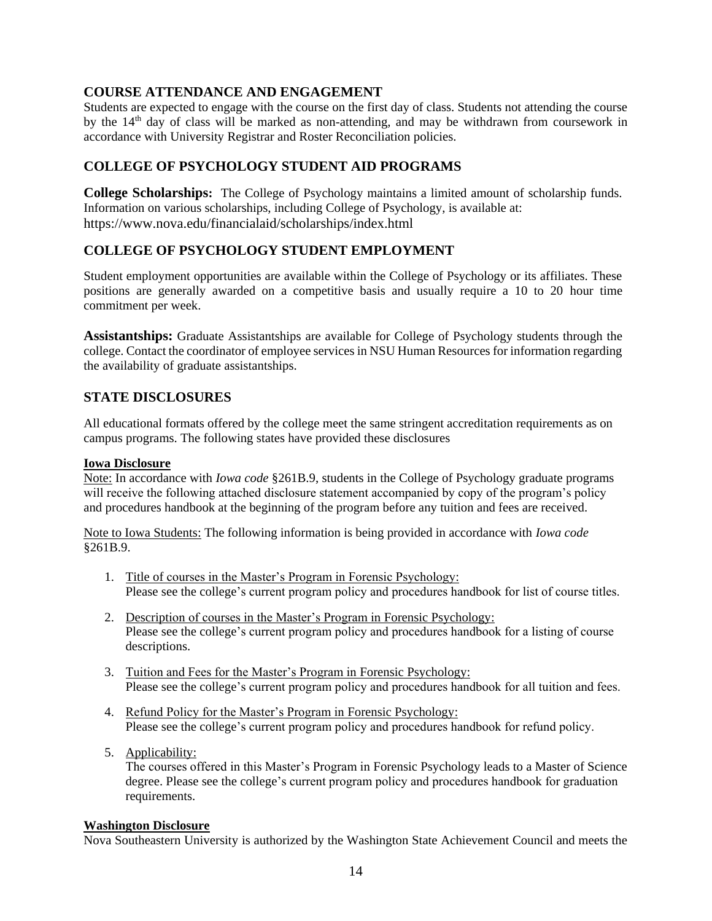## COURSE ATTENDANCE AND ENGAGEMENT

Students are expected to engage with the course on the first day of class. Students not attending the course by the 14th day of class will be marked as non-attending, and may be withdrawn from coursework in accordance with University Registrar and Roster Reconciliation policies.

## COLLEGE OF PSYCHOLOGY STUDENT AID PROGRAMS

**College Scholarships:** The College of Psychology maintains a limited amount of scholarship funds. Information on various scholarships, including College of Psychology, is available at: https://www.nova.edu/financialaid/scholarships/index.html

## COLLEGE OF PSYCHOLOGY STUDENT EMPLOYMENT

Student employment opportunities are available within the College of Psychology or its affiliates. These positions are generally awarded on a competitive basis and usually require a 10 to 20 hour time commitment per week.

**Assistantships:** Graduate Assistantships are available for College of Psychology students through the college. Contact the coordinator of employee services in NSU Human Resources for information regarding the availability of graduate assistantships.

## STATE DISCLOSURES

All educational formats offered by the college meet the same stringent accreditation requirements as on campus programs. The following states have provided these disclosures

**Iowa Disclosure**

Note: In accordance with *Iowa code* §261B.9, students in the College of Psychology graduate programs will receive the following attached disclosure statement accompanied by copy of the program's policy and procedures handbook at the beginning of the program before any tuition and fees are received.

Note to Iowa Students: The following information is being provided in accordance with *Iowa code* §261B.9.

1. Title of courses in the Master's Program in Forensic Psychology:
   Please see the college's current program policy and procedures handbook for list of course titles.

2. Description of courses in the Master's Program in Forensic Psychology:
   Please see the college's current program policy and procedures handbook for a listing of course descriptions.

3. Tuition and Fees for the Master's Program in Forensic Psychology:
   Please see the college's current program policy and procedures handbook for all tuition and fees.

4. Refund Policy for the Master's Program in Forensic Psychology:
   Please see the college's current program policy and procedures handbook for refund policy.

5. Applicability:
   The courses offered in this Master's Program in Forensic Psychology leads to a Master of Science degree. Please see the college's current program policy and procedures handbook for graduation requirements.

**Washington Disclosure**

Nova Southeastern University is authorized by the Washington State Achievement Council and meets the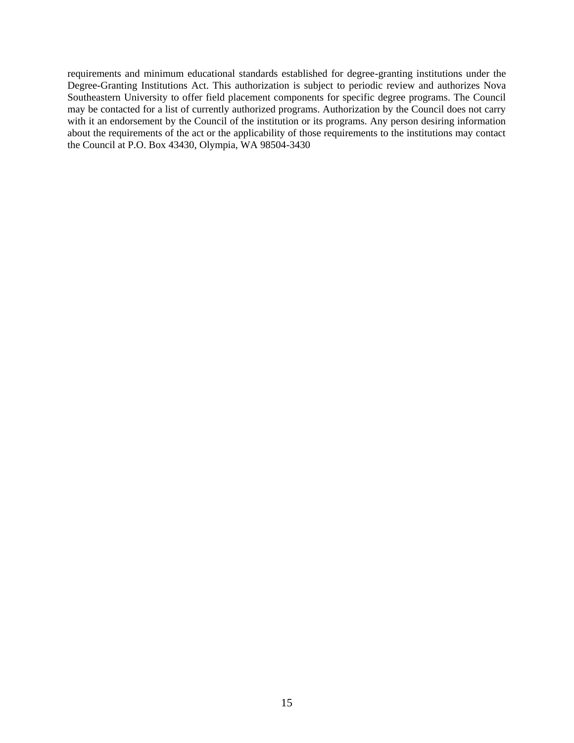requirements and minimum educational standards established for degree-granting institutions under the Degree-Granting Institutions Act. This authorization is subject to periodic review and authorizes Nova Southeastern University to offer field placement components for specific degree programs. The Council may be contacted for a list of currently authorized programs. Authorization by the Council does not carry with it an endorsement by the Council of the institution or its programs. Any person desiring information about the requirements of the act or the applicability of those requirements to the institutions may contact the Council at P.O. Box 43430, Olympia, WA 98504-3430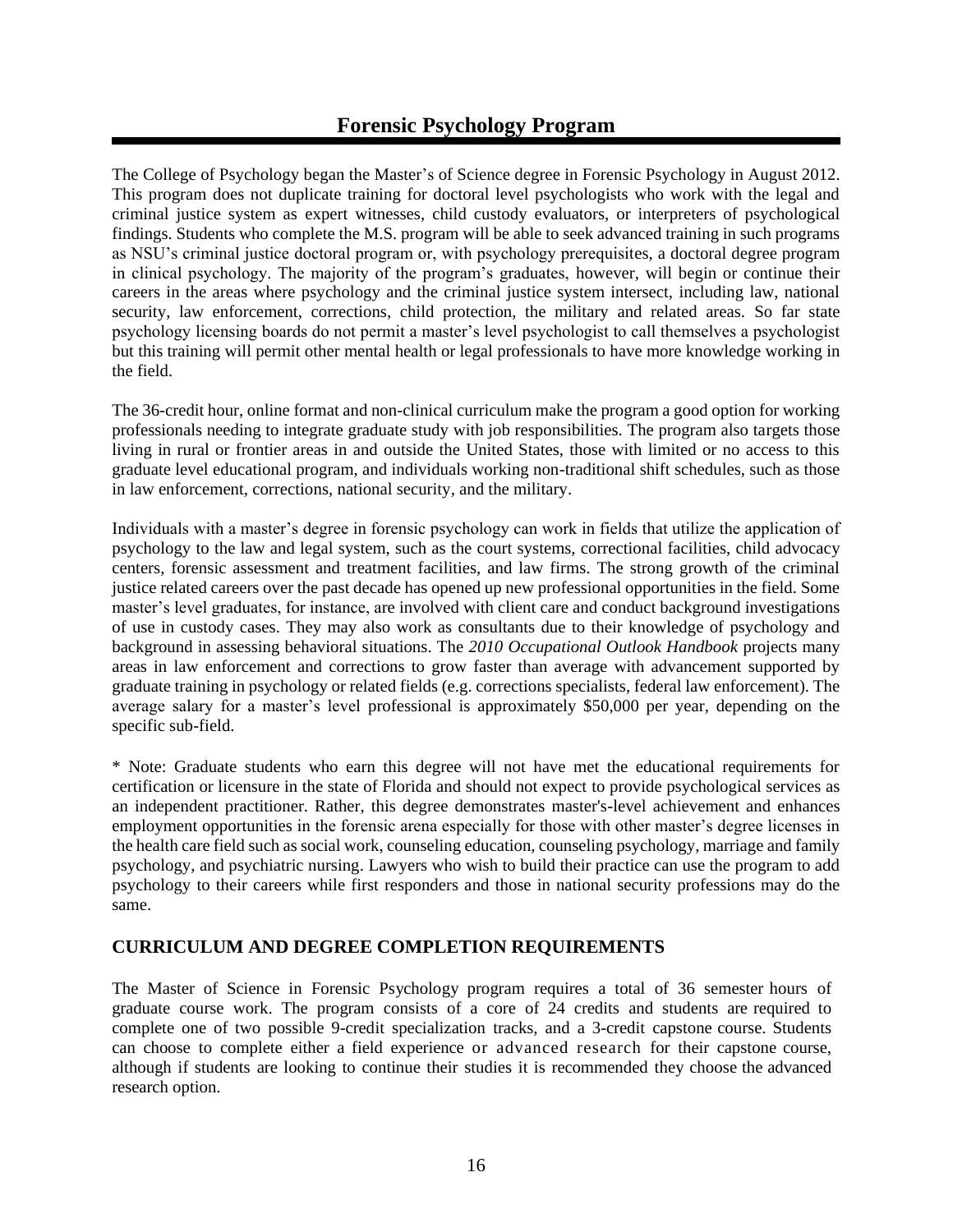# Forensic Psychology Program

The College of Psychology began the Master's of Science degree in Forensic Psychology in August 2012. This program does not duplicate training for doctoral level psychologists who work with the legal and criminal justice system as expert witnesses, child custody evaluators, or interpreters of psychological findings. Students who complete the M.S. program will be able to seek advanced training in such programs as NSU's criminal justice doctoral program or, with psychology prerequisites, a doctoral degree program in clinical psychology. The majority of the program's graduates, however, will begin or continue their careers in the areas where psychology and the criminal justice system intersect, including law, national security, law enforcement, corrections, child protection, the military and related areas. So far state psychology licensing boards do not permit a master's level psychologist to call themselves a psychologist but this training will permit other mental health or legal professionals to have more knowledge working in the field.

The 36-credit hour, online format and non-clinical curriculum make the program a good option for working professionals needing to integrate graduate study with job responsibilities. The program also targets those living in rural or frontier areas in and outside the United States, those with limited or no access to this graduate level educational program, and individuals working non-traditional shift schedules, such as those in law enforcement, corrections, national security, and the military.

Individuals with a master's degree in forensic psychology can work in fields that utilize the application of psychology to the law and legal system, such as the court systems, correctional facilities, child advocacy centers, forensic assessment and treatment facilities, and law firms. The strong growth of the criminal justice related careers over the past decade has opened up new professional opportunities in the field. Some master's level graduates, for instance, are involved with client care and conduct background investigations of use in custody cases. They may also work as consultants due to their knowledge of psychology and background in assessing behavioral situations. The *2010 Occupational Outlook Handbook* projects many areas in law enforcement and corrections to grow faster than average with advancement supported by graduate training in psychology or related fields (e.g. corrections specialists, federal law enforcement). The average salary for a master's level professional is approximately $50,000 per year, depending on the specific sub-field.

* Note: Graduate students who earn this degree will not have met the educational requirements for certification or licensure in the state of Florida and should not expect to provide psychological services as an independent practitioner. Rather, this degree demonstrates master's-level achievement and enhances employment opportunities in the forensic arena especially for those with other master's degree licenses in the health care field such as social work, counseling education, counseling psychology, marriage and family psychology, and psychiatric nursing. Lawyers who wish to build their practice can use the program to add psychology to their careers while first responders and those in national security professions may do the same.

## CURRICULUM AND DEGREE COMPLETION REQUIREMENTS

The Master of Science in Forensic Psychology program requires a total of 36 semester hours of graduate course work. The program consists of a core of 24 credits and students are required to complete one of two possible 9-credit specialization tracks, and a 3-credit capstone course. Students can choose to complete either a field experience or advanced research for their capstone course, although if students are looking to continue their studies it is recommended they choose the advanced research option.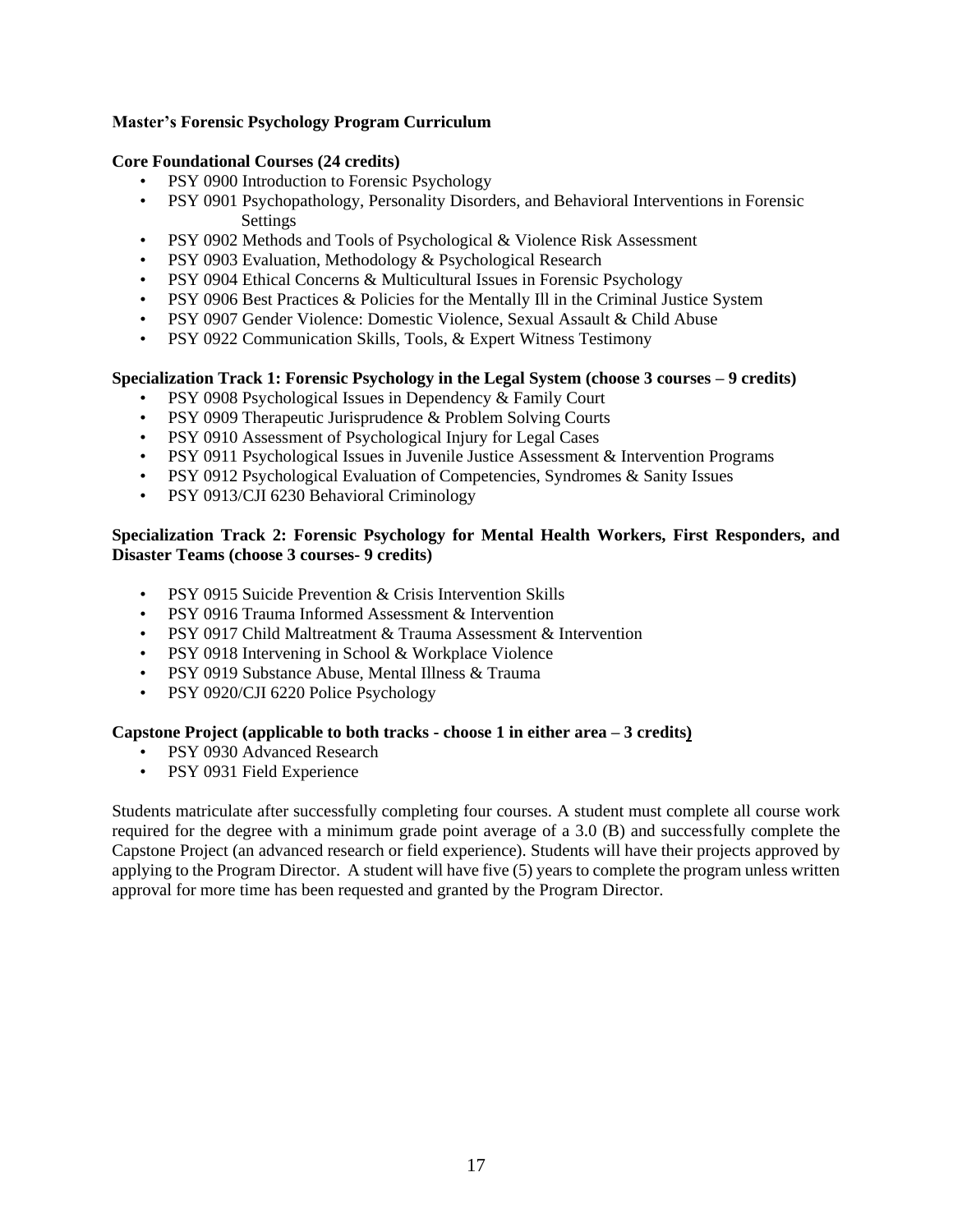**Master's Forensic Psychology Program Curriculum**

**Core Foundational Courses (24 credits)**

- PSY 0900 Introduction to Forensic Psychology
- PSY 0901 Psychopathology, Personality Disorders, and Behavioral Interventions in Forensic Settings
- PSY 0902 Methods and Tools of Psychological & Violence Risk Assessment
- PSY 0903 Evaluation, Methodology & Psychological Research
- PSY 0904 Ethical Concerns & Multicultural Issues in Forensic Psychology
- PSY 0906 Best Practices & Policies for the Mentally Ill in the Criminal Justice System
- PSY 0907 Gender Violence: Domestic Violence, Sexual Assault & Child Abuse
- PSY 0922 Communication Skills, Tools, & Expert Witness Testimony

**Specialization Track 1: Forensic Psychology in the Legal System (choose 3 courses – 9 credits)**

- PSY 0908 Psychological Issues in Dependency & Family Court
- PSY 0909 Therapeutic Jurisprudence & Problem Solving Courts
- PSY 0910 Assessment of Psychological Injury for Legal Cases
- PSY 0911 Psychological Issues in Juvenile Justice Assessment & Intervention Programs
- PSY 0912 Psychological Evaluation of Competencies, Syndromes & Sanity Issues
- PSY 0913/CJI 6230 Behavioral Criminology

**Specialization Track 2: Forensic Psychology for Mental Health Workers, First Responders, and Disaster Teams (choose 3 courses- 9 credits)**

- PSY 0915 Suicide Prevention & Crisis Intervention Skills
- PSY 0916 Trauma Informed Assessment & Intervention
- PSY 0917 Child Maltreatment & Trauma Assessment & Intervention
- PSY 0918 Intervening in School & Workplace Violence
- PSY 0919 Substance Abuse, Mental Illness & Trauma
- PSY 0920/CJI 6220 Police Psychology

**Capstone Project (applicable to both tracks - choose 1 in either area – 3 credits)**

- PSY 0930 Advanced Research
- PSY 0931 Field Experience

Students matriculate after successfully completing four courses. A student must complete all course work required for the degree with a minimum grade point average of a 3.0 (B) and successfully complete the Capstone Project (an advanced research or field experience). Students will have their projects approved by applying to the Program Director. A student will have five (5) years to complete the program unless written approval for more time has been requested and granted by the Program Director.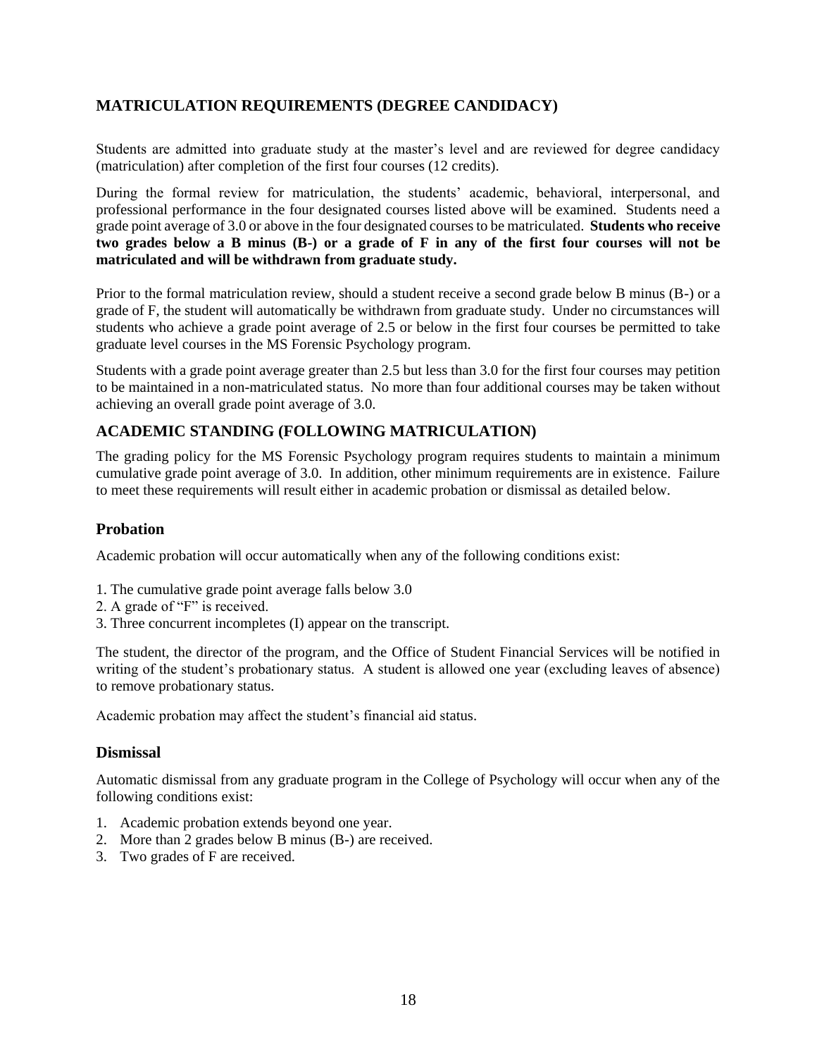## MATRICULATION REQUIREMENTS (DEGREE CANDIDACY)

Students are admitted into graduate study at the master's level and are reviewed for degree candidacy (matriculation) after completion of the first four courses (12 credits).

During the formal review for matriculation, the students' academic, behavioral, interpersonal, and professional performance in the four designated courses listed above will be examined. Students need a grade point average of 3.0 or above in the four designated courses to be matriculated. **Students who receive two grades below a B minus (B-) or a grade of F in any of the first four courses will not be matriculated and will be withdrawn from graduate study.**

Prior to the formal matriculation review, should a student receive a second grade below B minus (B-) or a grade of F, the student will automatically be withdrawn from graduate study. Under no circumstances will students who achieve a grade point average of 2.5 or below in the first four courses be permitted to take graduate level courses in the MS Forensic Psychology program.

Students with a grade point average greater than 2.5 but less than 3.0 for the first four courses may petition to be maintained in a non-matriculated status. No more than four additional courses may be taken without achieving an overall grade point average of 3.0.

## ACADEMIC STANDING (FOLLOWING MATRICULATION)

The grading policy for the MS Forensic Psychology program requires students to maintain a minimum cumulative grade point average of 3.0. In addition, other minimum requirements are in existence. Failure to meet these requirements will result either in academic probation or dismissal as detailed below.

### Probation

Academic probation will occur automatically when any of the following conditions exist:

1. The cumulative grade point average falls below 3.0
2. A grade of "F" is received.
3. Three concurrent incompletes (I) appear on the transcript.

The student, the director of the program, and the Office of Student Financial Services will be notified in writing of the student's probationary status. A student is allowed one year (excluding leaves of absence) to remove probationary status.

Academic probation may affect the student's financial aid status.

### Dismissal

Automatic dismissal from any graduate program in the College of Psychology will occur when any of the following conditions exist:

1. Academic probation extends beyond one year.
2. More than 2 grades below B minus (B-) are received.
3. Two grades of F are received.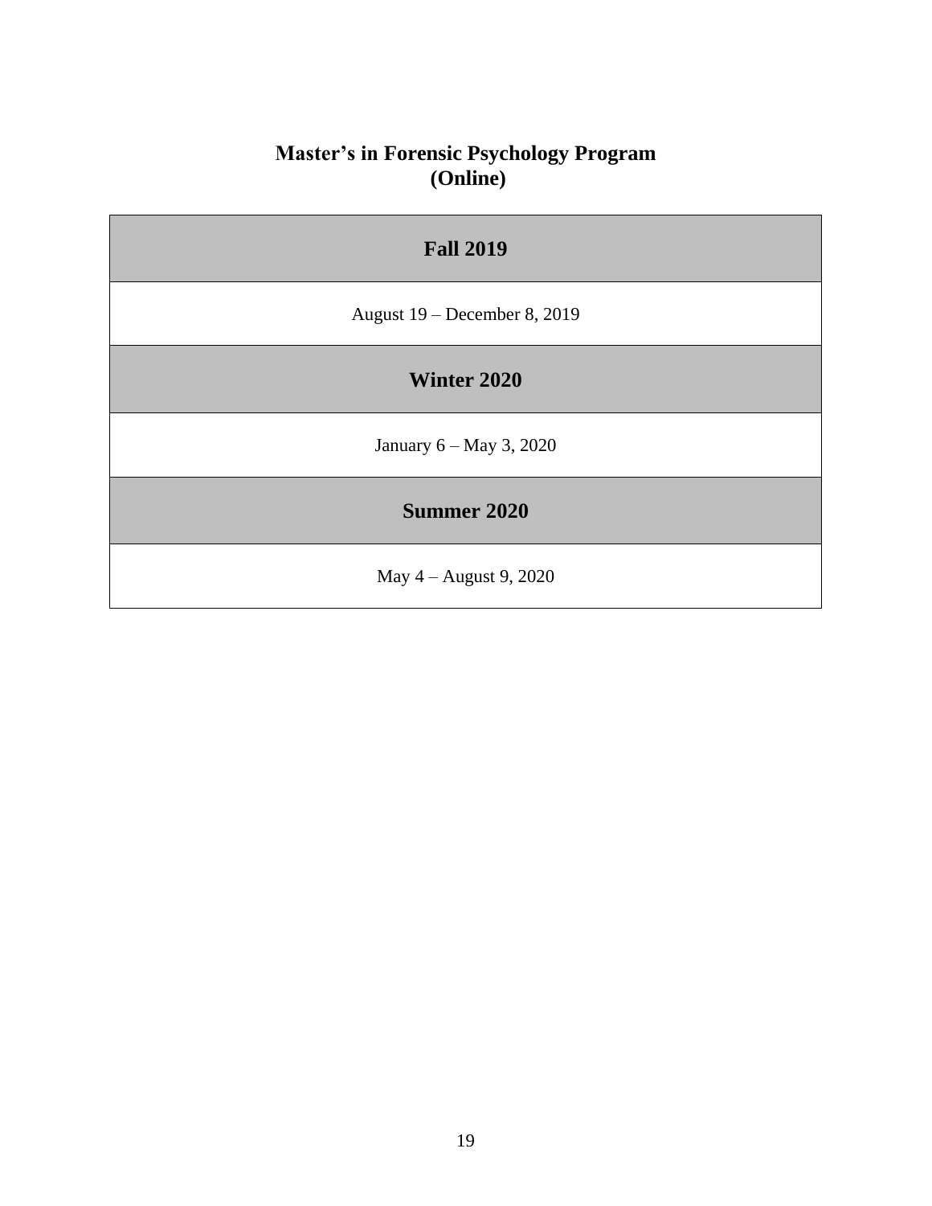## Master’s in Forensic Psychology Program (Online)

| Fall 2019 |
|---|
| August 19 – December 8, 2019 |
| **Winter 2020** |
| January 6 – May 3, 2020 |
| **Summer 2020** |
| May 4 – August 9, 2020 |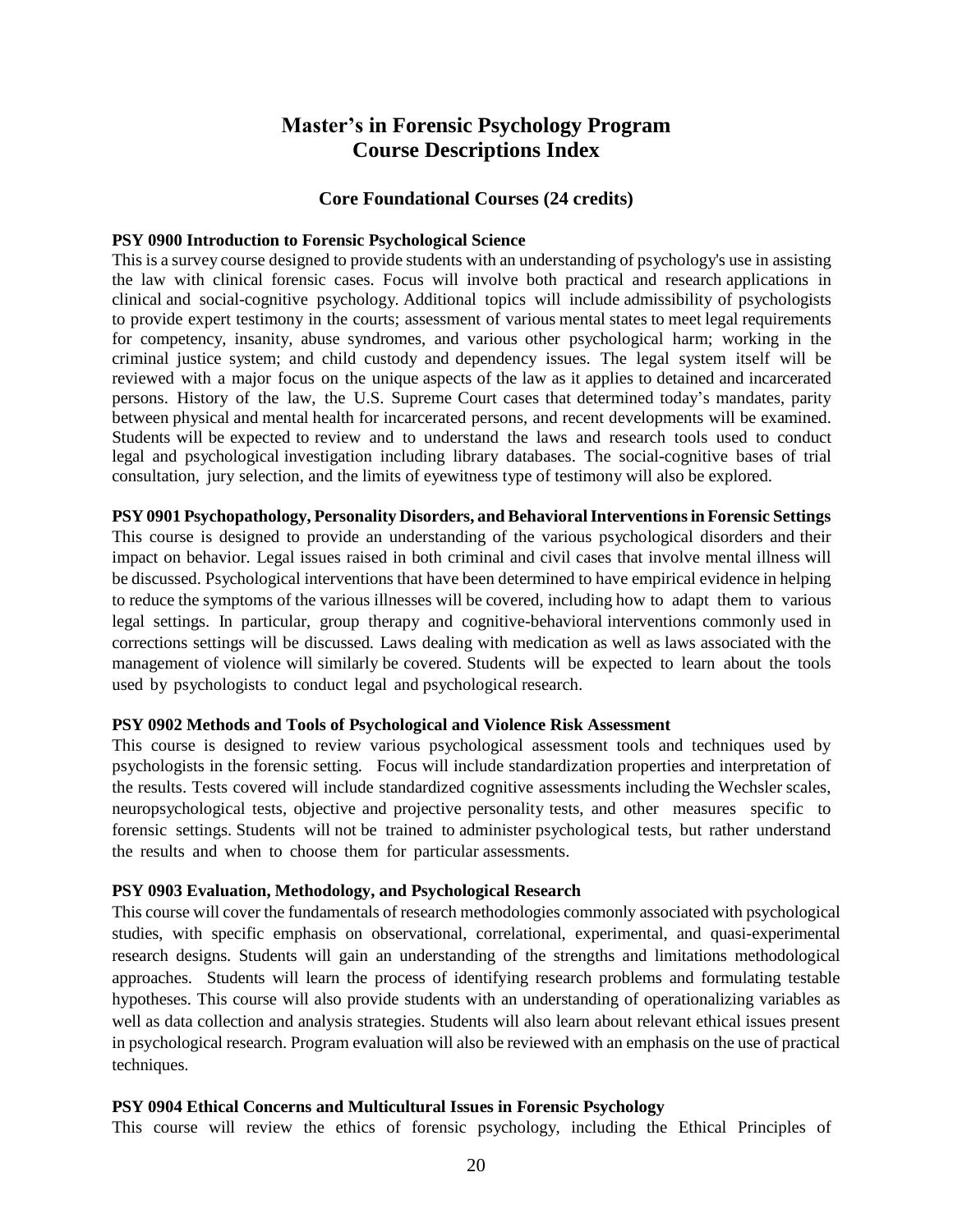# Master's in Forensic Psychology Program
# Course Descriptions Index

## Core Foundational Courses (24 credits)

**PSY 0900 Introduction to Forensic Psychological Science**

This is a survey course designed to provide students with an understanding of psychology's use in assisting the law with clinical forensic cases. Focus will involve both practical and research applications in clinical and social-cognitive psychology. Additional topics will include admissibility of psychologists to provide expert testimony in the courts; assessment of various mental states to meet legal requirements for competency, insanity, abuse syndromes, and various other psychological harm; working in the criminal justice system; and child custody and dependency issues. The legal system itself will be reviewed with a major focus on the unique aspects of the law as it applies to detained and incarcerated persons. History of the law, the U.S. Supreme Court cases that determined today's mandates, parity between physical and mental health for incarcerated persons, and recent developments will be examined. Students will be expected to review and to understand the laws and research tools used to conduct legal and psychological investigation including library databases. The social-cognitive bases of trial consultation, jury selection, and the limits of eyewitness type of testimony will also be explored.

**PSY 0901 Psychopathology, Personality Disorders, and Behavioral Interventions in Forensic Settings**

This course is designed to provide an understanding of the various psychological disorders and their impact on behavior. Legal issues raised in both criminal and civil cases that involve mental illness will be discussed. Psychological interventions that have been determined to have empirical evidence in helping to reduce the symptoms of the various illnesses will be covered, including how to adapt them to various legal settings. In particular, group therapy and cognitive-behavioral interventions commonly used in corrections settings will be discussed. Laws dealing with medication as well as laws associated with the management of violence will similarly be covered. Students will be expected to learn about the tools used by psychologists to conduct legal and psychological research.

**PSY 0902 Methods and Tools of Psychological and Violence Risk Assessment**

This course is designed to review various psychological assessment tools and techniques used by psychologists in the forensic setting. Focus will include standardization properties and interpretation of the results. Tests covered will include standardized cognitive assessments including the Wechsler scales, neuropsychological tests, objective and projective personality tests, and other measures specific to forensic settings. Students will not be trained to administer psychological tests, but rather understand the results and when to choose them for particular assessments.

**PSY 0903 Evaluation, Methodology, and Psychological Research**

This course will cover the fundamentals of research methodologies commonly associated with psychological studies, with specific emphasis on observational, correlational, experimental, and quasi-experimental research designs. Students will gain an understanding of the strengths and limitations methodological approaches. Students will learn the process of identifying research problems and formulating testable hypotheses. This course will also provide students with an understanding of operationalizing variables as well as data collection and analysis strategies. Students will also learn about relevant ethical issues present in psychological research. Program evaluation will also be reviewed with an emphasis on the use of practical techniques.

**PSY 0904 Ethical Concerns and Multicultural Issues in Forensic Psychology**

This course will review the ethics of forensic psychology, including the Ethical Principles of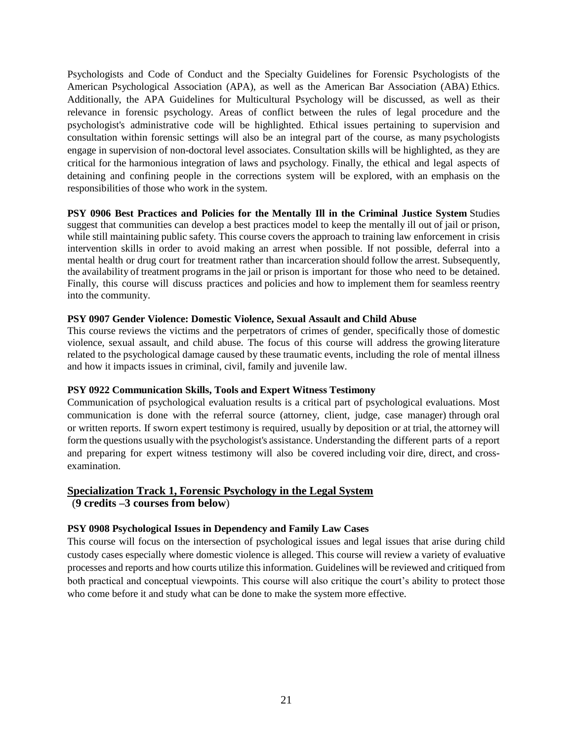Psychologists and Code of Conduct and the Specialty Guidelines for Forensic Psychologists of the American Psychological Association (APA), as well as the American Bar Association (ABA) Ethics. Additionally, the APA Guidelines for Multicultural Psychology will be discussed, as well as their relevance in forensic psychology. Areas of conflict between the rules of legal procedure and the psychologist's administrative code will be highlighted. Ethical issues pertaining to supervision and consultation within forensic settings will also be an integral part of the course, as many psychologists engage in supervision of non-doctoral level associates. Consultation skills will be highlighted, as they are critical for the harmonious integration of laws and psychology. Finally, the ethical and legal aspects of detaining and confining people in the corrections system will be explored, with an emphasis on the responsibilities of those who work in the system.

**PSY 0906 Best Practices and Policies for the Mentally Ill in the Criminal Justice System** Studies suggest that communities can develop a best practices model to keep the mentally ill out of jail or prison, while still maintaining public safety. This course covers the approach to training law enforcement in crisis intervention skills in order to avoid making an arrest when possible. If not possible, deferral into a mental health or drug court for treatment rather than incarceration should follow the arrest. Subsequently, the availability of treatment programs in the jail or prison is important for those who need to be detained. Finally, this course will discuss practices and policies and how to implement them for seamless reentry into the community.

**PSY 0907 Gender Violence: Domestic Violence, Sexual Assault and Child Abuse**

This course reviews the victims and the perpetrators of crimes of gender, specifically those of domestic violence, sexual assault, and child abuse. The focus of this course will address the growing literature related to the psychological damage caused by these traumatic events, including the role of mental illness and how it impacts issues in criminal, civil, family and juvenile law.

**PSY 0922 Communication Skills, Tools and Expert Witness Testimony**

Communication of psychological evaluation results is a critical part of psychological evaluations. Most communication is done with the referral source (attorney, client, judge, case manager) through oral or written reports. If sworn expert testimony is required, usually by deposition or at trial, the attorney will form the questions usually with the psychologist's assistance. Understanding the different parts of a report and preparing for expert witness testimony will also be covered including voir dire, direct, and cross-examination.

## Specialization Track 1, Forensic Psychology in the Legal System

(**9 credits –3 courses from below**)

**PSY 0908 Psychological Issues in Dependency and Family Law Cases**

This course will focus on the intersection of psychological issues and legal issues that arise during child custody cases especially where domestic violence is alleged. This course will review a variety of evaluative processes and reports and how courts utilize this information. Guidelines will be reviewed and critiqued from both practical and conceptual viewpoints. This course will also critique the court's ability to protect those who come before it and study what can be done to make the system more effective.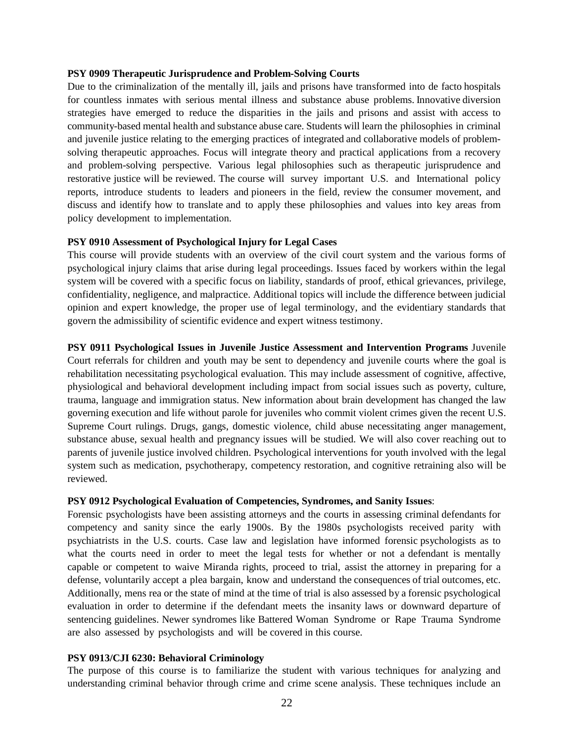**PSY 0909 Therapeutic Jurisprudence and Problem-Solving Courts**

Due to the criminalization of the mentally ill, jails and prisons have transformed into de facto hospitals for countless inmates with serious mental illness and substance abuse problems. Innovative diversion strategies have emerged to reduce the disparities in the jails and prisons and assist with access to community-based mental health and substance abuse care. Students will learn the philosophies in criminal and juvenile justice relating to the emerging practices of integrated and collaborative models of problem-solving therapeutic approaches. Focus will integrate theory and practical applications from a recovery and problem-solving perspective. Various legal philosophies such as therapeutic jurisprudence and restorative justice will be reviewed. The course will survey important U.S. and International policy reports, introduce students to leaders and pioneers in the field, review the consumer movement, and discuss and identify how to translate and to apply these philosophies and values into key areas from policy development to implementation.

**PSY 0910 Assessment of Psychological Injury for Legal Cases**

This course will provide students with an overview of the civil court system and the various forms of psychological injury claims that arise during legal proceedings. Issues faced by workers within the legal system will be covered with a specific focus on liability, standards of proof, ethical grievances, privilege, confidentiality, negligence, and malpractice. Additional topics will include the difference between judicial opinion and expert knowledge, the proper use of legal terminology, and the evidentiary standards that govern the admissibility of scientific evidence and expert witness testimony.

**PSY 0911 Psychological Issues in Juvenile Justice Assessment and Intervention Programs** Juvenile Court referrals for children and youth may be sent to dependency and juvenile courts where the goal is rehabilitation necessitating psychological evaluation. This may include assessment of cognitive, affective, physiological and behavioral development including impact from social issues such as poverty, culture, trauma, language and immigration status. New information about brain development has changed the law governing execution and life without parole for juveniles who commit violent crimes given the recent U.S. Supreme Court rulings. Drugs, gangs, domestic violence, child abuse necessitating anger management, substance abuse, sexual health and pregnancy issues will be studied. We will also cover reaching out to parents of juvenile justice involved children. Psychological interventions for youth involved with the legal system such as medication, psychotherapy, competency restoration, and cognitive retraining also will be reviewed.

**PSY 0912 Psychological Evaluation of Competencies, Syndromes, and Sanity Issues**:

Forensic psychologists have been assisting attorneys and the courts in assessing criminal defendants for competency and sanity since the early 1900s. By the 1980s psychologists received parity with psychiatrists in the U.S. courts. Case law and legislation have informed forensic psychologists as to what the courts need in order to meet the legal tests for whether or not a defendant is mentally capable or competent to waive Miranda rights, proceed to trial, assist the attorney in preparing for a defense, voluntarily accept a plea bargain, know and understand the consequences of trial outcomes, etc. Additionally, mens rea or the state of mind at the time of trial is also assessed by a forensic psychological evaluation in order to determine if the defendant meets the insanity laws or downward departure of sentencing guidelines. Newer syndromes like Battered Woman Syndrome or Rape Trauma Syndrome are also assessed by psychologists and will be covered in this course.

**PSY 0913/CJI 6230: Behavioral Criminology**

The purpose of this course is to familiarize the student with various techniques for analyzing and understanding criminal behavior through crime and crime scene analysis. These techniques include an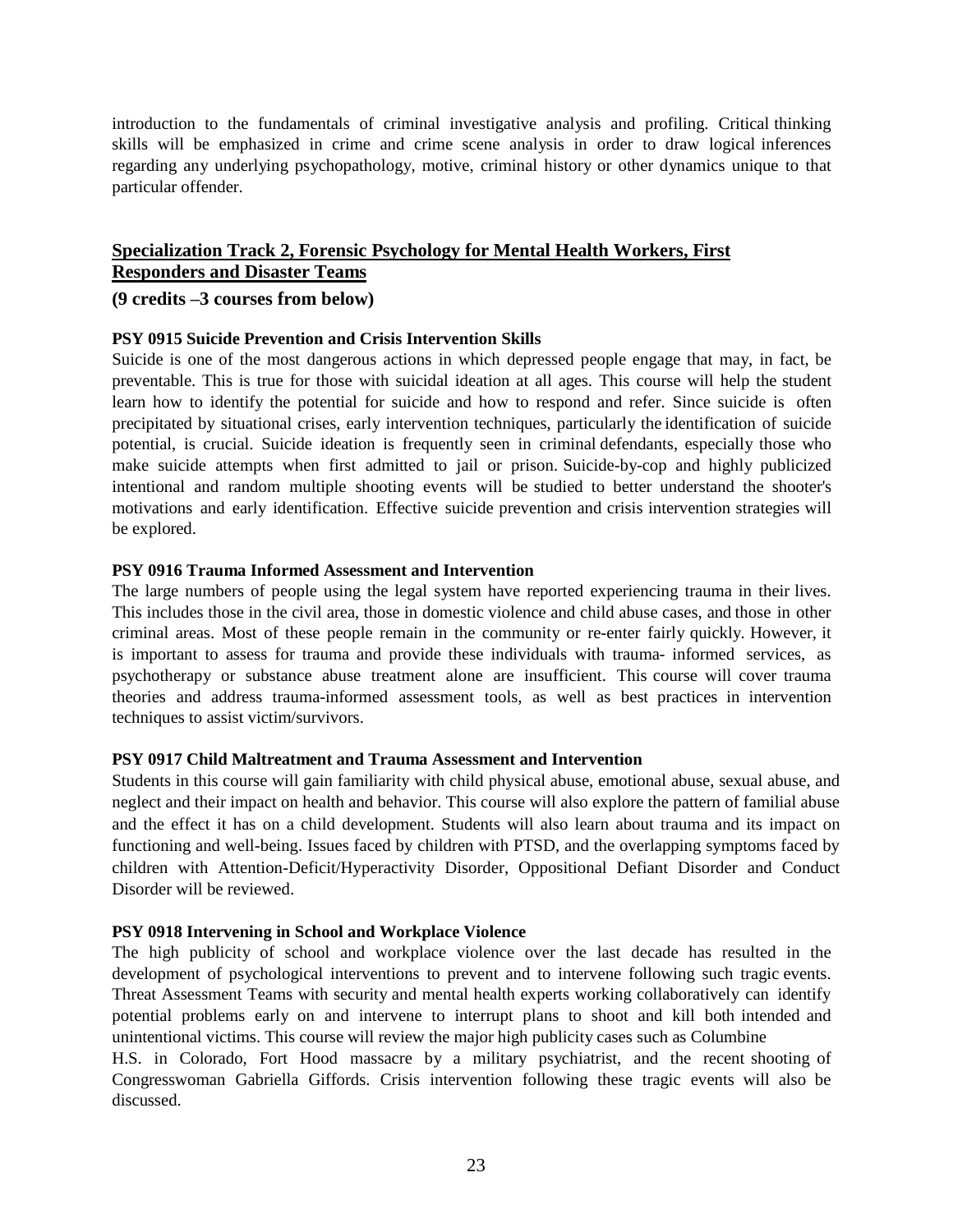introduction to the fundamentals of criminal investigative analysis and profiling. Critical thinking skills will be emphasized in crime and crime scene analysis in order to draw logical inferences regarding any underlying psychopathology, motive, criminal history or other dynamics unique to that particular offender.

## Specialization Track 2, Forensic Psychology for Mental Health Workers, First Responders and Disaster Teams

**(9 credits –3 courses from below)**

**PSY 0915 Suicide Prevention and Crisis Intervention Skills**

Suicide is one of the most dangerous actions in which depressed people engage that may, in fact, be preventable. This is true for those with suicidal ideation at all ages. This course will help the student learn how to identify the potential for suicide and how to respond and refer. Since suicide is often precipitated by situational crises, early intervention techniques, particularly the identification of suicide potential, is crucial. Suicide ideation is frequently seen in criminal defendants, especially those who make suicide attempts when first admitted to jail or prison. Suicide-by-cop and highly publicized intentional and random multiple shooting events will be studied to better understand the shooter's motivations and early identification. Effective suicide prevention and crisis intervention strategies will be explored.

**PSY 0916 Trauma Informed Assessment and Intervention**

The large numbers of people using the legal system have reported experiencing trauma in their lives. This includes those in the civil area, those in domestic violence and child abuse cases, and those in other criminal areas. Most of these people remain in the community or re-enter fairly quickly. However, it is important to assess for trauma and provide these individuals with trauma- informed services, as psychotherapy or substance abuse treatment alone are insufficient. This course will cover trauma theories and address trauma-informed assessment tools, as well as best practices in intervention techniques to assist victim/survivors.

**PSY 0917 Child Maltreatment and Trauma Assessment and Intervention**

Students in this course will gain familiarity with child physical abuse, emotional abuse, sexual abuse, and neglect and their impact on health and behavior. This course will also explore the pattern of familial abuse and the effect it has on a child development. Students will also learn about trauma and its impact on functioning and well-being. Issues faced by children with PTSD, and the overlapping symptoms faced by children with Attention-Deficit/Hyperactivity Disorder, Oppositional Defiant Disorder and Conduct Disorder will be reviewed.

**PSY 0918 Intervening in School and Workplace Violence**

The high publicity of school and workplace violence over the last decade has resulted in the development of psychological interventions to prevent and to intervene following such tragic events. Threat Assessment Teams with security and mental health experts working collaboratively can identify potential problems early on and intervene to interrupt plans to shoot and kill both intended and unintentional victims. This course will review the major high publicity cases such as Columbine H.S. in Colorado, Fort Hood massacre by a military psychiatrist, and the recent shooting of Congresswoman Gabriella Giffords. Crisis intervention following these tragic events will also be discussed.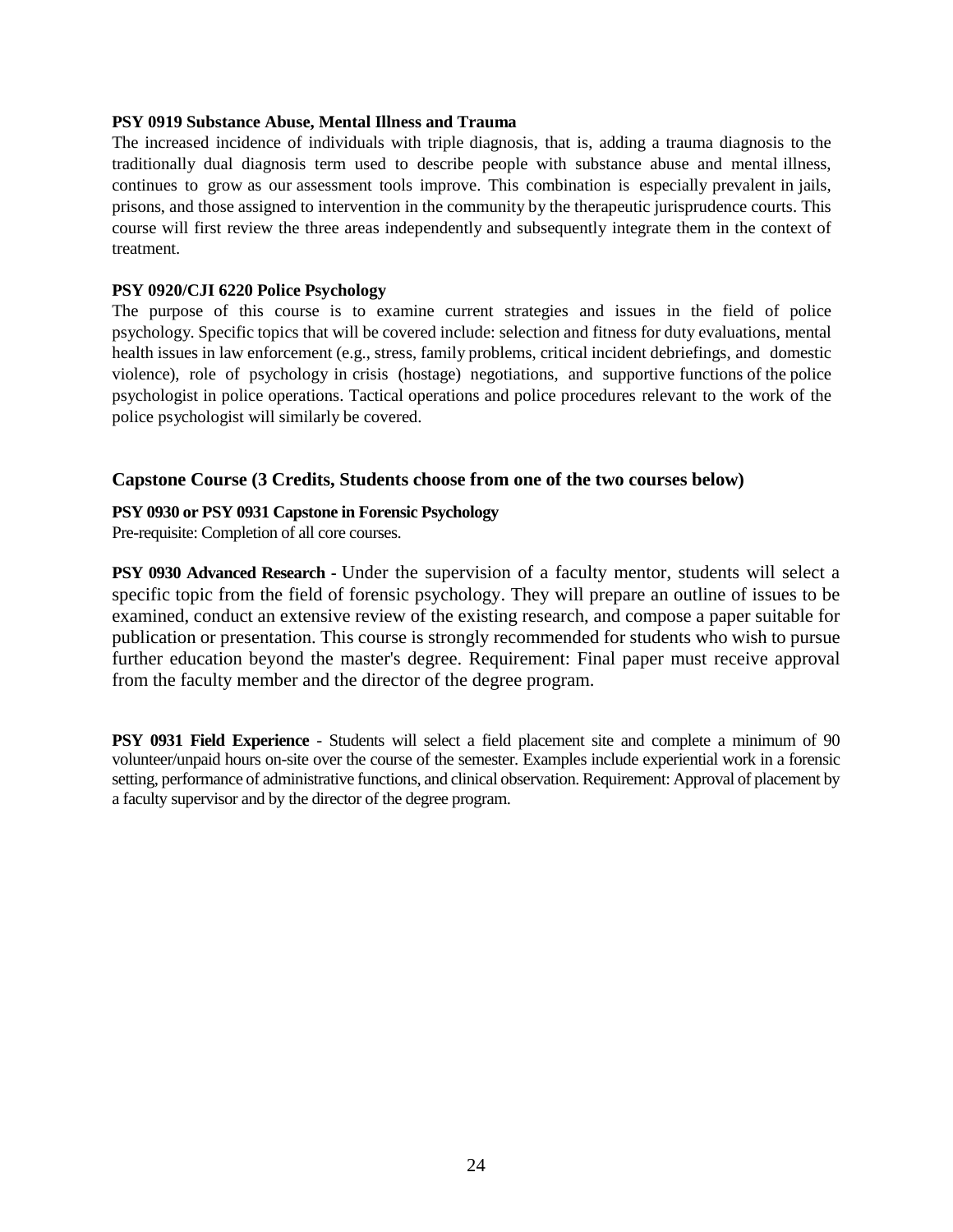**PSY 0919 Substance Abuse, Mental Illness and Trauma**

The increased incidence of individuals with triple diagnosis, that is, adding a trauma diagnosis to the traditionally dual diagnosis term used to describe people with substance abuse and mental illness, continues to grow as our assessment tools improve. This combination is especially prevalent in jails, prisons, and those assigned to intervention in the community by the therapeutic jurisprudence courts. This course will first review the three areas independently and subsequently integrate them in the context of treatment.

**PSY 0920/CJI 6220 Police Psychology**

The purpose of this course is to examine current strategies and issues in the field of police psychology. Specific topics that will be covered include: selection and fitness for duty evaluations, mental health issues in law enforcement (e.g., stress, family problems, critical incident debriefings, and domestic violence), role of psychology in crisis (hostage) negotiations, and supportive functions of the police psychologist in police operations. Tactical operations and police procedures relevant to the work of the police psychologist will similarly be covered.

### Capstone Course (3 Credits, Students choose from one of the two courses below)

**PSY 0930 or PSY 0931 Capstone in Forensic Psychology**

Pre-requisite: Completion of all core courses.

**PSY 0930 Advanced Research -** Under the supervision of a faculty mentor, students will select a specific topic from the field of forensic psychology. They will prepare an outline of issues to be examined, conduct an extensive review of the existing research, and compose a paper suitable for publication or presentation. This course is strongly recommended for students who wish to pursue further education beyond the master's degree. Requirement: Final paper must receive approval from the faculty member and the director of the degree program.

**PSY 0931 Field Experience** - Students will select a field placement site and complete a minimum of 90 volunteer/unpaid hours on-site over the course of the semester. Examples include experiential work in a forensic setting, performance of administrative functions, and clinical observation. Requirement: Approval of placement by a faculty supervisor and by the director of the degree program.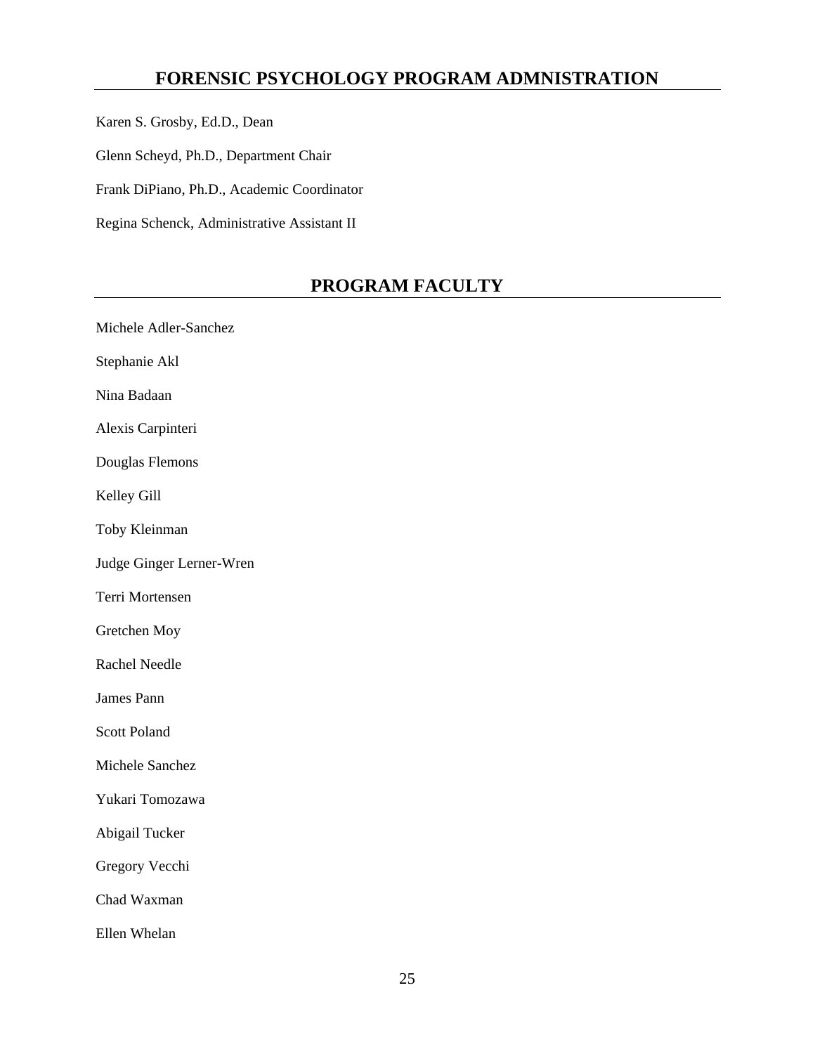## FORENSIC PSYCHOLOGY PROGRAM ADMNISTRATION

Karen S. Grosby, Ed.D., Dean

Glenn Scheyd, Ph.D., Department Chair

Frank DiPiano, Ph.D., Academic Coordinator

Regina Schenck, Administrative Assistant II

## PROGRAM FACULTY

Michele Adler-Sanchez

Stephanie Akl

Nina Badaan

Alexis Carpinteri

Douglas Flemons

Kelley Gill

Toby Kleinman

Judge Ginger Lerner-Wren

Terri Mortensen

Gretchen Moy

Rachel Needle

James Pann

Scott Poland

Michele Sanchez

Yukari Tomozawa

Abigail Tucker

Gregory Vecchi

Chad Waxman

Ellen Whelan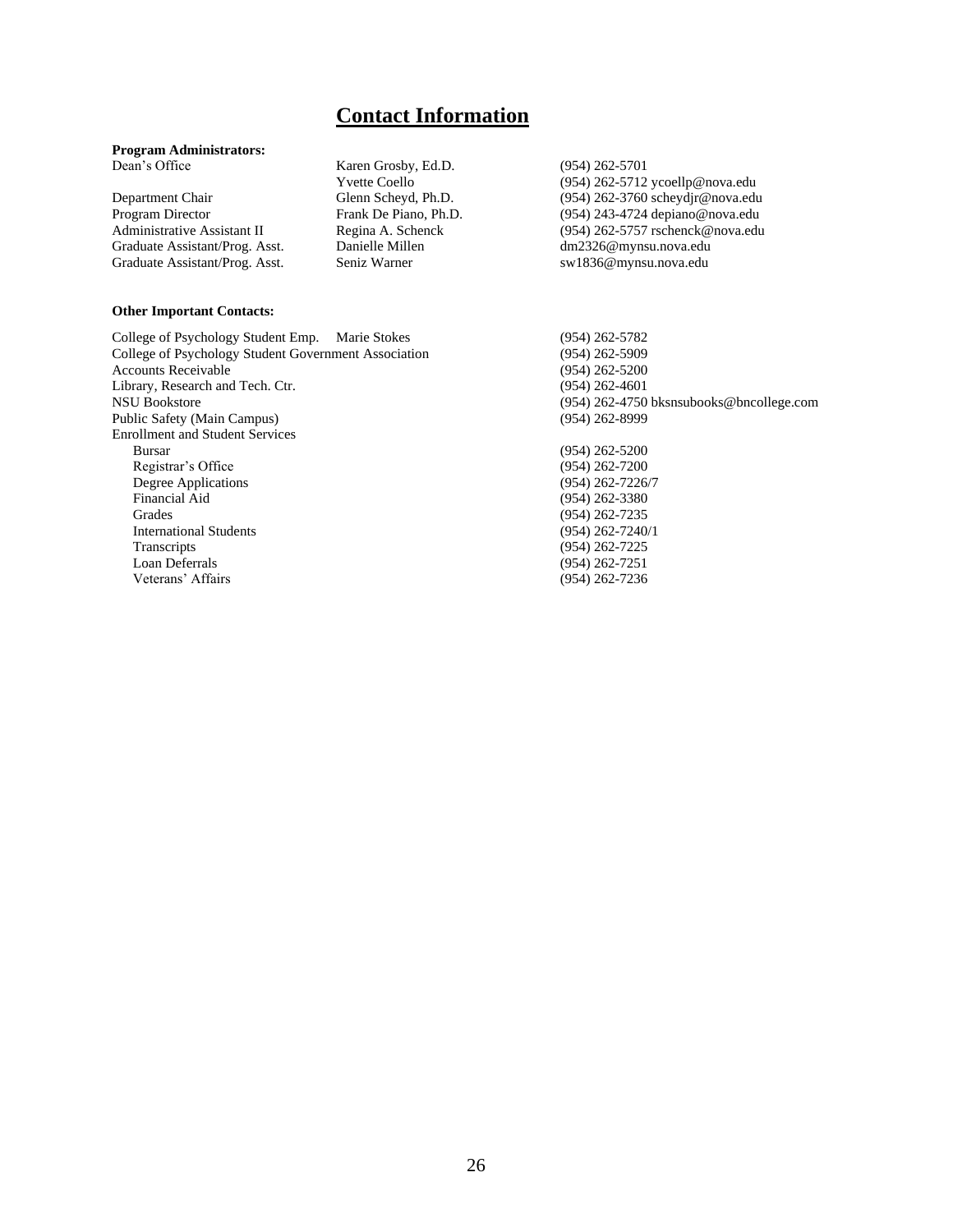# Contact Information

**Program Administrators:**

| | | |
|---|---|---|
| Dean's Office | Karen Grosby, Ed.D. | (954) 262-5701 |
| | Yvette Coello | (954) 262-5712 ycoellp@nova.edu |
| Department Chair | Glenn Scheyd, Ph.D. | (954) 262-3760 scheydjr@nova.edu |
| Program Director | Frank De Piano, Ph.D. | (954) 243-4724 depiano@nova.edu |
| Administrative Assistant II | Regina A. Schenck | (954) 262-5757 rschenck@nova.edu |
| Graduate Assistant/Prog. Asst. | Danielle Millen | dm2326@mynsu.nova.edu |
| Graduate Assistant/Prog. Asst. | Seniz Warner | sw1836@mynsu.nova.edu |

**Other Important Contacts:**

| | |
|---|---|
| College of Psychology Student Emp. Marie Stokes | (954) 262-5782 |
| College of Psychology Student Government Association | (954) 262-5909 |
| Accounts Receivable | (954) 262-5200 |
| Library, Research and Tech. Ctr. | (954) 262-4601 |
| NSU Bookstore | (954) 262-4750 bksnsubooks@bncollege.com |
| Public Safety (Main Campus) | (954) 262-8999 |
| Enrollment and Student Services | |
| Bursar | (954) 262-5200 |
| Registrar's Office | (954) 262-7200 |
| Degree Applications | (954) 262-7226/7 |
| Financial Aid | (954) 262-3380 |
| Grades | (954) 262-7235 |
| International Students | (954) 262-7240/1 |
| Transcripts | (954) 262-7225 |
| Loan Deferrals | (954) 262-7251 |
| Veterans' Affairs | (954) 262-7236 |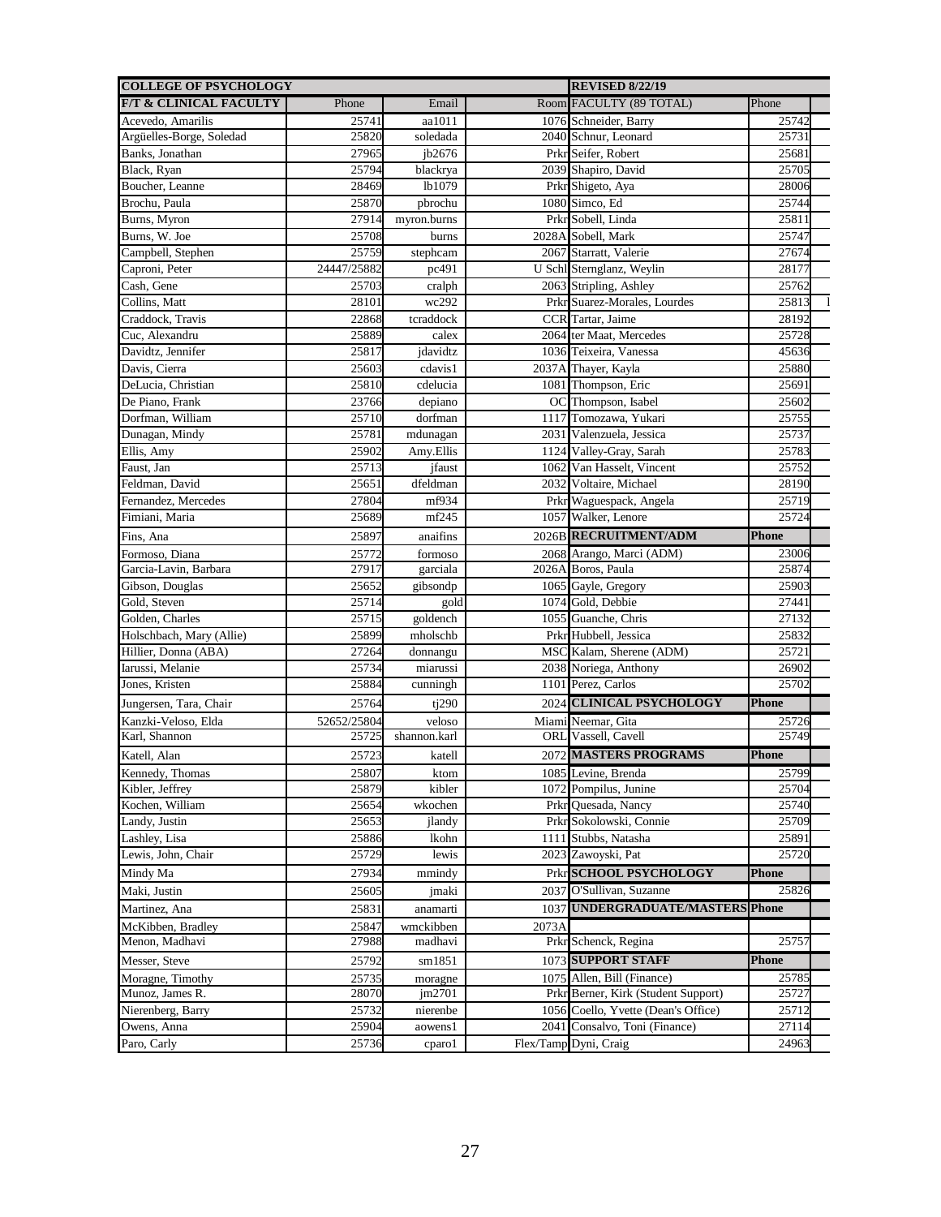| COLLEGE OF PSYCHOLOGY | | | | REVISED 8/22/19 | |
|---|---|---|---|---|---|
| **F/T & CLINICAL FACULTY** | Phone | Email | Room | FACULTY (89 TOTAL) | Phone |
| Acevedo, Amarilis | 25741 | aa1011 | 1076 | Schneider, Barry | 25742 |
| Argüelles-Borge, Soledad | 25820 | soledada | 2040 | Schnur, Leonard | 25731 |
| Banks, Jonathan | 27965 | jb2676 | Prkr | Seifer, Robert | 25681 |
| Black, Ryan | 25794 | blackrya | 2039 | Shapiro, David | 25705 |
| Boucher, Leanne | 28469 | lb1079 | Prkr | Shigeto, Aya | 28006 |
| Brochu, Paula | 25870 | pbrochu | 1080 | Simco, Ed | 25744 |
| Burns, Myron | 27914 | myron.burns | Prkr | Sobell, Linda | 25811 |
| Burns, W. Joe | 25708 | burns | 2028A | Sobell, Mark | 25747 |
| Campbell, Stephen | 25759 | stephcam | 2067 | Starratt, Valerie | 27674 |
| Caproni, Peter | 24447/25882 | pc491 | U Schl | Sternglanz, Weylin | 28177 |
| Cash, Gene | 25703 | cralph | 2063 | Stripling, Ashley | 25762 |
| Collins, Matt | 28101 | wc292 | Prkr | Suarez-Morales, Lourdes | 25813 |
| Craddock, Travis | 22868 | tcraddock | CCR | Tartar, Jaime | 28192 |
| Cuc, Alexandru | 25889 | calex | 2064 | ter Maat, Mercedes | 25728 |
| Davidtz, Jennifer | 25817 | jdavidtz | 1036 | Teixeira, Vanessa | 45636 |
| Davis, Cierra | 25603 | cdavis1 | 2037A | Thayer, Kayla | 25880 |
| DeLucia, Christian | 25810 | cdelucia | 1081 | Thompson, Eric | 25691 |
| De Piano, Frank | 23766 | depiano | OC | Thompson, Isabel | 25602 |
| Dorfman, William | 25710 | dorfman | 1117 | Tomozawa, Yukari | 25755 |
| Dunagan, Mindy | 25781 | mdunagan | 2031 | Valenzuela, Jessica | 25737 |
| Ellis, Amy | 25902 | Amy.Ellis | 1124 | Valley-Gray, Sarah | 25783 |
| Faust, Jan | 25713 | jfaust | 1062 | Van Hasselt, Vincent | 25752 |
| Feldman, David | 25651 | dfeldman | 2032 | Voltaire, Michael | 28190 |
| Fernandez, Mercedes | 27804 | mf934 | Prkr | Waguespack, Angela | 25719 |
| Fimiani, Maria | 25689 | mf245 | 1057 | Walker, Lenore | 25724 |
| Fins, Ana | 25897 | anaifins | 2026B | **RECRUITMENT/ADM** | **Phone** |
| Formoso, Diana | 25772 | formoso | 2068 | Arango, Marci (ADM) | 23006 |
| Garcia-Lavin, Barbara | 27917 | garciala | 2026A | Boros, Paula | 25874 |
| Gibson, Douglas | 25652 | gibsondp | 1065 | Gayle, Gregory | 25903 |
| Gold, Steven | 25714 | gold | 1074 | Gold, Debbie | 27441 |
| Golden, Charles | 25715 | goldench | 1055 | Guanche, Chris | 27132 |
| Holschbach, Mary (Allie) | 25899 | mholschb | Prkr | Hubbell, Jessica | 25832 |
| Hillier, Donna (ABA) | 27264 | donnangu | MSC | Kalam, Sherene (ADM) | 25721 |
| Iarussi, Melanie | 25734 | miarussi | 2038 | Noriega, Anthony | 26902 |
| Jones, Kristen | 25884 | cunningh | 1101 | Perez, Carlos | 25702 |
| Jungersen, Tara, Chair | 25764 | tj290 | 2024 | **CLINICAL PSYCHOLOGY** | **Phone** |
| Kanzki-Veloso, Elda | 52652/25804 | veloso | Miami | Neemar, Gita | 25726 |
| Karl, Shannon | 25725 | shannon.karl | ORL | Vassell, Cavell | 25749 |
| Katell, Alan | 25723 | katell | 2072 | **MASTERS PROGRAMS** | **Phone** |
| Kennedy, Thomas | 25807 | ktom | 1085 | Levine, Brenda | 25799 |
| Kibler, Jeffrey | 25879 | kibler | 1072 | Pompilus, Junine | 25704 |
| Kochen, William | 25654 | wkochen | Prkr | Quesada, Nancy | 25740 |
| Landy, Justin | 25653 | jlandy | Prkr | Sokolowski, Connie | 25709 |
| Lashley, Lisa | 25886 | lkohn | 1111 | Stubbs, Natasha | 25891 |
| Lewis, John, Chair | 25729 | lewis | 2023 | Zawoyski, Pat | 25720 |
| Mindy Ma | 27934 | mmindy | Prkr | **SCHOOL PSYCHOLOGY** | **Phone** |
| Maki, Justin | 25605 | jmaki | 2037 | O'Sullivan, Suzanne | 25826 |
| Martinez, Ana | 25831 | anamarti | 1037 | **UNDERGRADUATE/MASTERS** | **Phone** |
| McKibben, Bradley | 25847 | wmckibben | 2073A | | |
| Menon, Madhavi | 27988 | madhavi | Prkr | Schenck, Regina | 25757 |
| Messer, Steve | 25792 | sm1851 | 1073 | **SUPPORT STAFF** | **Phone** |
| Moragne, Timothy | 25735 | moragne | 1075 | Allen, Bill (Finance) | 25785 |
| Munoz, James R. | 28070 | jm2701 | Prkr | Berner, Kirk (Student Support) | 25727 |
| Nierenberg, Barry | 25732 | nierenbe | 1056 | Coello, Yvette (Dean's Office) | 25712 |
| Owens, Anna | 25904 | aowens1 | 2041 | Consalvo, Toni (Finance) | 27114 |
| Paro, Carly | 25736 | cparo1 | Flex/Tamp | Dyni, Craig | 24963 |